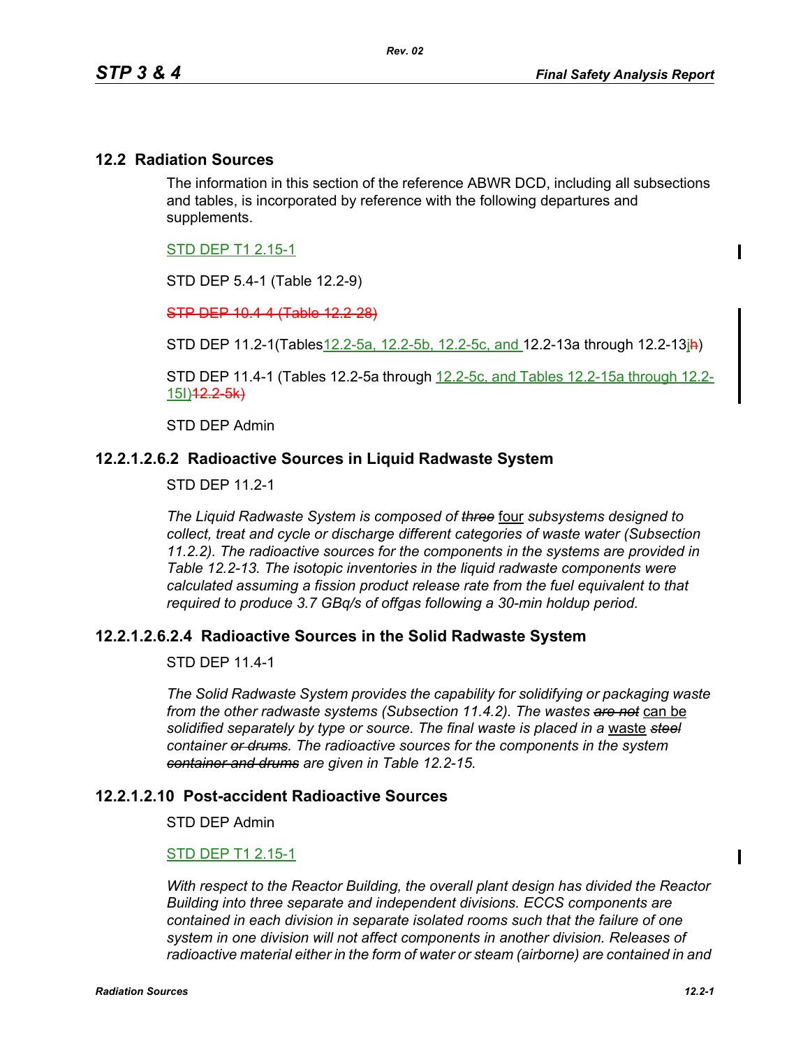## 12.2 Radiation Sources

The information in this section of the reference ABWR DCD, including all subsections and tables, is incorporated by reference with the following departures and supplements.

STD DEP T1 2.15-1

STD DEP 5.4-1 (Table 12.2-9)

~~STP DEP 10.4-4 (Table 12.2-28)~~

STD DEP 11.2-1(Tables 12.2-5a, 12.2-5b, 12.2-5c, and 12.2-13a through 12.2-13j~~h~~)

STD DEP 11.4-1 (Tables 12.2-5a through 12.2-5c, and Tables 12.2-15a through 12.2-15l)~~12.2-5k)~~

STD DEP Admin

### 12.2.1.2.6.2 Radioactive Sources in Liquid Radwaste System

STD DEP 11.2-1

*The Liquid Radwaste System is composed of ~~three~~* four *subsystems designed to collect, treat and cycle or discharge different categories of waste water (Subsection 11.2.2). The radioactive sources for the components in the systems are provided in Table 12.2-13. The isotopic inventories in the liquid radwaste components were calculated assuming a fission product release rate from the fuel equivalent to that required to produce 3.7 GBq/s of offgas following a 30-min holdup period.*

### 12.2.1.2.6.2.4 Radioactive Sources in the Solid Radwaste System

STD DEP 11.4-1

*The Solid Radwaste System provides the capability for solidifying or packaging waste from the other radwaste systems (Subsection 11.4.2). The wastes ~~are not~~* can be *solidified separately by type or source. The final waste is placed in a* waste *~~steel~~ container ~~or drums~~. The radioactive sources for the components in the system ~~container and drums~~ are given in Table 12.2-15.*

### 12.2.1.2.10 Post-accident Radioactive Sources

STD DEP Admin

STD DEP T1 2.15-1

*With respect to the Reactor Building, the overall plant design has divided the Reactor Building into three separate and independent divisions. ECCS components are contained in each division in separate isolated rooms such that the failure of one system in one division will not affect components in another division. Releases of radioactive material either in the form of water or steam (airborne) are contained in and*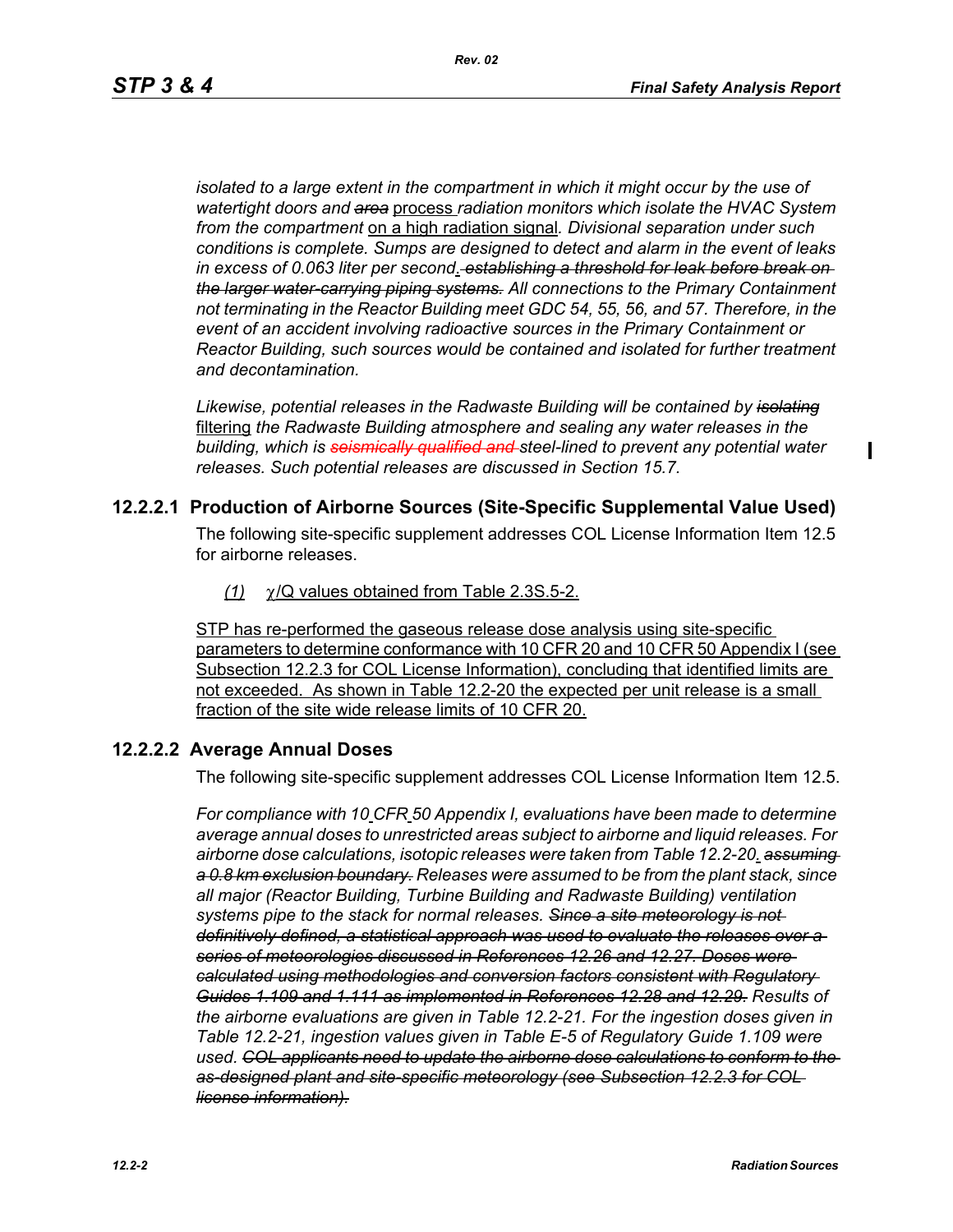*isolated to a large extent in the compartment in which it might occur by the use of watertight doors and ~~area~~* process *radiation monitors which isolate the HVAC System from the compartment* on a high radiation signal*. Divisional separation under such conditions is complete. Sumps are designed to detect and alarm in the event of leaks in excess of 0.063 liter per second*. ~~*establishing a threshold for leak before break on the larger water-carrying piping systems.*~~ *All connections to the Primary Containment not terminating in the Reactor Building meet GDC 54, 55, 56, and 57. Therefore, in the event of an accident involving radioactive sources in the Primary Containment or Reactor Building, such sources would be contained and isolated for further treatment and decontamination.*

*Likewise, potential releases in the Radwaste Building will be contained by ~~isolating~~* filtering *the Radwaste Building atmosphere and sealing any water releases in the building, which is ~~seismically qualified and~~ steel-lined to prevent any potential water releases. Such potential releases are discussed in Section 15.7.*

## 12.2.2.1 Production of Airborne Sources (Site-Specific Supplemental Value Used)

The following site-specific supplement addresses COL License Information Item 12.5 for airborne releases.

*(1)* $\chi$/Q values obtained from Table 2.3S.5-2.

STP has re-performed the gaseous release dose analysis using site-specific parameters to determine conformance with 10 CFR 20 and 10 CFR 50 Appendix I (see Subsection 12.2.3 for COL License Information), concluding that identified limits are not exceeded. As shown in Table 12.2-20 the expected per unit release is a small fraction of the site wide release limits of 10 CFR 20.

## 12.2.2.2 Average Annual Doses

The following site-specific supplement addresses COL License Information Item 12.5.

*For compliance with 10 CFR 50 Appendix I, evaluations have been made to determine average annual doses to unrestricted areas subject to airborne and liquid releases. For airborne dose calculations, isotopic releases were taken from Table 12.2-20*. ~~*assuming a 0.8 km exclusion boundary.*~~ *Releases were assumed to be from the plant stack, since all major (Reactor Building, Turbine Building and Radwaste Building) ventilation systems pipe to the stack for normal releases.* ~~*Since a site meteorology is not definitively defined, a statistical approach was used to evaluate the releases over a series of meteorologies discussed in References 12.26 and 12.27. Doses were calculated using methodologies and conversion factors consistent with Regulatory Guides 1.109 and 1.111 as implemented in References 12.28 and 12.29.*~~ *Results of the airborne evaluations are given in Table 12.2-21. For the ingestion doses given in Table 12.2-21, ingestion values given in Table E-5 of Regulatory Guide 1.109 were used.* ~~*COL applicants need to update the airborne dose calculations to conform to the as-designed plant and site-specific meteorology (see Subsection 12.2.3 for COL license information).*~~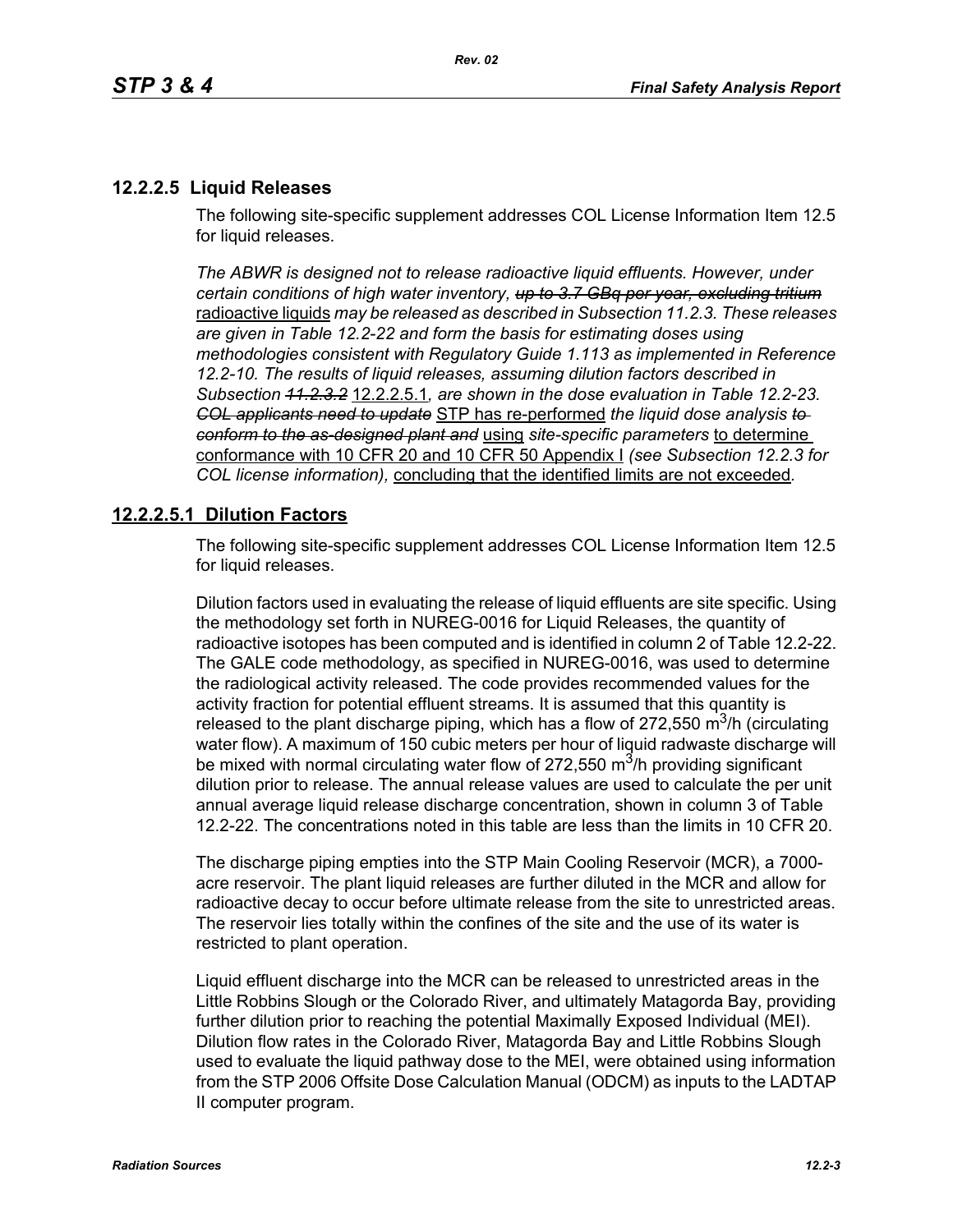## 12.2.2.5 Liquid Releases

The following site-specific supplement addresses COL License Information Item 12.5 for liquid releases.

*The ABWR is designed not to release radioactive liquid effluents. However, under certain conditions of high water inventory,* ~~*up to 3.7 GBq per year, excluding tritium*~~ <u>radioactive liquids</u> *may be released as described in Subsection 11.2.3. These releases are given in Table 12.2-22 and form the basis for estimating doses using methodologies consistent with Regulatory Guide 1.113 as implemented in Reference 12.2-10. The results of liquid releases, assuming dilution factors described in Subsection* ~~*11.2.3.2*~~ <u>12.2.2.5.1</u>*, are shown in the dose evaluation in Table 12.2-23.* ~~*COL applicants need to update*~~ <u>STP has re-performed</u> *the liquid dose analysis* ~~*to conform to the as-designed plant and*~~ <u>using</u> *site-specific parameters* <u>to determine conformance with 10 CFR 20 and 10 CFR 50 Appendix I</u> *(see Subsection 12.2.3 for COL license information),* <u>concluding that the identified limits are not exceeded</u>*.*

## <u>12.2.2.5.1 Dilution Factors</u>

The following site-specific supplement addresses COL License Information Item 12.5 for liquid releases.

Dilution factors used in evaluating the release of liquid effluents are site specific. Using the methodology set forth in NUREG-0016 for Liquid Releases, the quantity of radioactive isotopes has been computed and is identified in column 2 of Table 12.2-22. The GALE code methodology, as specified in NUREG-0016, was used to determine the radiological activity released. The code provides recommended values for the activity fraction for potential effluent streams. It is assumed that this quantity is released to the plant discharge piping, which has a flow of 272,550 $m^3$/h (circulating water flow). A maximum of 150 cubic meters per hour of liquid radwaste discharge will be mixed with normal circulating water flow of 272,550 $m^3$/h providing significant dilution prior to release. The annual release values are used to calculate the per unit annual average liquid release discharge concentration, shown in column 3 of Table 12.2-22. The concentrations noted in this table are less than the limits in 10 CFR 20.

The discharge piping empties into the STP Main Cooling Reservoir (MCR), a 7000-acre reservoir. The plant liquid releases are further diluted in the MCR and allow for radioactive decay to occur before ultimate release from the site to unrestricted areas. The reservoir lies totally within the confines of the site and the use of its water is restricted to plant operation.

Liquid effluent discharge into the MCR can be released to unrestricted areas in the Little Robbins Slough or the Colorado River, and ultimately Matagorda Bay, providing further dilution prior to reaching the potential Maximally Exposed Individual (MEI). Dilution flow rates in the Colorado River, Matagorda Bay and Little Robbins Slough used to evaluate the liquid pathway dose to the MEI, were obtained using information from the STP 2006 Offsite Dose Calculation Manual (ODCM) as inputs to the LADTAP II computer program.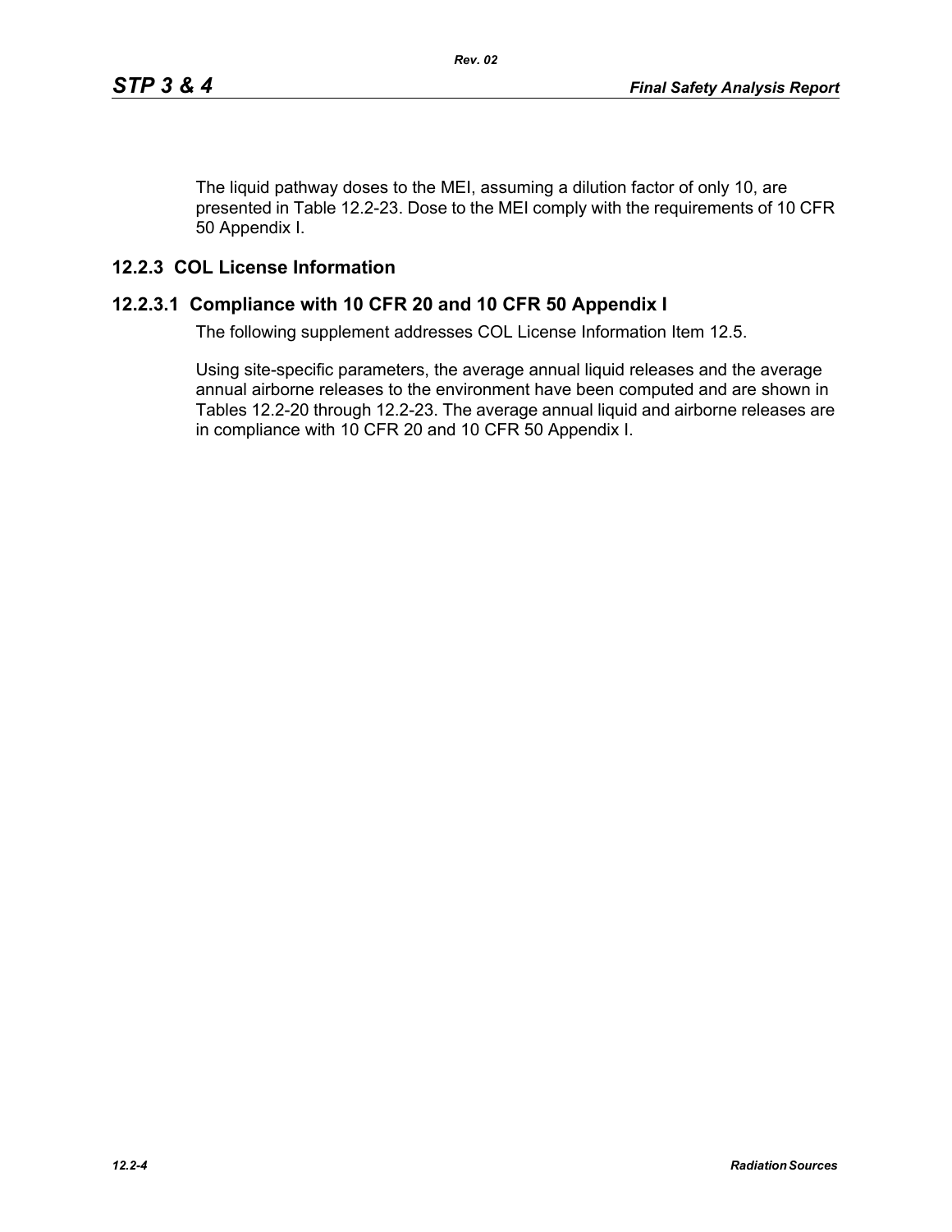The liquid pathway doses to the MEI, assuming a dilution factor of only 10, are presented in Table 12.2-23. Dose to the MEI comply with the requirements of 10 CFR 50 Appendix I.

## 12.2.3 COL License Information

### 12.2.3.1 Compliance with 10 CFR 20 and 10 CFR 50 Appendix I

The following supplement addresses COL License Information Item 12.5.

Using site-specific parameters, the average annual liquid releases and the average annual airborne releases to the environment have been computed and are shown in Tables 12.2-20 through 12.2-23. The average annual liquid and airborne releases are in compliance with 10 CFR 20 and 10 CFR 50 Appendix I.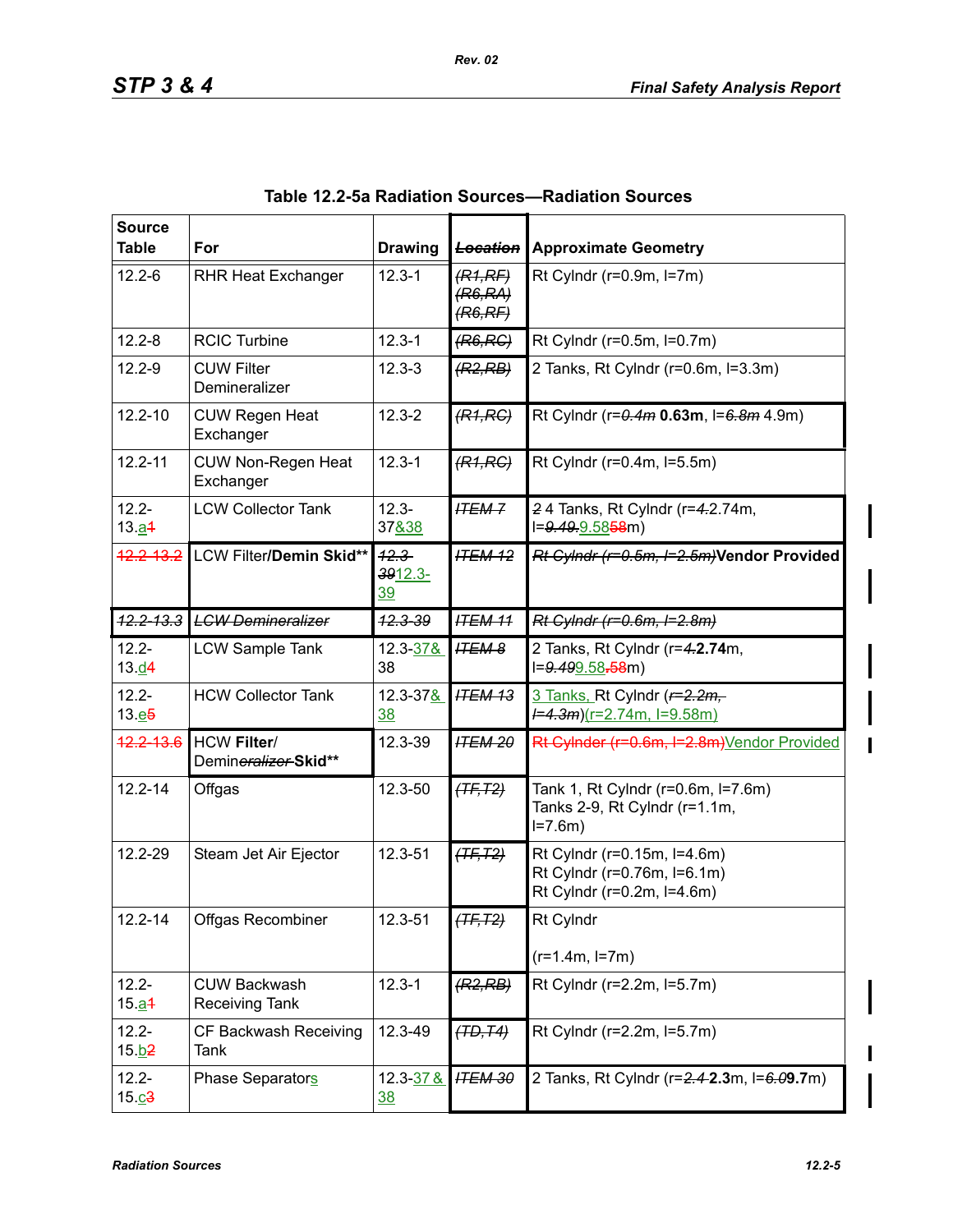## Table 12.2-5a Radiation Sources—Radiation Sources

| Source Table | For | Drawing | ~~Location~~ | Approximate Geometry |
|---|---|---|---|---|
| 12.2-6 | RHR Heat Exchanger | 12.3-1 | ~~(R1,RF) (R6,RA) (R6,RF)~~ | Rt Cylndr (r=0.9m, l=7m) |
| 12.2-8 | RCIC Turbine | 12.3-1 | ~~(R6,RC)~~ | Rt Cylndr (r=0.5m, l=0.7m) |
| 12.2-9 | CUW Filter Demineralizer | 12.3-3 | ~~(R2,RB)~~ | 2 Tanks, Rt Cylndr (r=0.6m, l=3.3m) |
| 12.2-10 | CUW Regen Heat Exchanger | 12.3-2 | ~~(R1,RC)~~ | Rt Cylndr (r=~~0.4m~~ **0.63m**, l=~~6.8m~~ 4.9m) |
| 12.2-11 | CUW Non-Regen Heat Exchanger | 12.3-1 | ~~(R1,RC)~~ | Rt Cylndr (r=0.4m, l=5.5m) |
| 12.2-13.a~~1~~ | LCW Collector Tank | 12.3-37&38 | ~~ITEM 7~~ | ~~2~~ 4 Tanks, Rt Cylndr (r=~~4.~~2.74m, l=~~9.49.~~9.58~~58~~m) |
| ~~12.2-13.2~~ | LCW Filter/**Demin Skid\*\*** | ~~12.3-39~~12.3-39 | ~~ITEM 12~~ | ~~Rt Cylndr (r=0.5m, l=2.5m)~~**Vendor Provided** |
| ~~12.2-13.3~~ | ~~LCW Demineralizer~~ | ~~12.3-39~~ | ~~ITEM 11~~ | ~~Rt Cylndr (r=0.6m, l=2.8m)~~ |
| 12.2-13.d~~4~~ | LCW Sample Tank | 12.3-37& 38 | ~~ITEM 8~~ | 2 Tanks, Rt Cylndr (r=~~4.~~**2.74**m, l=~~9.49~~9.58~~.58~~m) |
| 12.2-13.e~~5~~ | HCW Collector Tank | 12.3-37& 38 | ~~ITEM 13~~ | 3 Tanks, Rt Cylndr (~~r=2.2m, l=4.3m~~)(r=2.74m, l=9.58m) |
| ~~12.2-13.6~~ | HCW **Filter**/ Demin~~eralizer~~ **Skid\*\*** | 12.3-39 | ~~ITEM 20~~ | ~~Rt Cylnder (r=0.6m, l=2.8m)~~Vendor Provided |
| 12.2-14 | Offgas | 12.3-50 | ~~(TF,T2)~~ | Tank 1, Rt Cylndr (r=0.6m, l=7.6m) Tanks 2-9, Rt Cylndr (r=1.1m, l=7.6m) |
| 12.2-29 | Steam Jet Air Ejector | 12.3-51 | ~~(TF,T2)~~ | Rt Cylndr (r=0.15m, l=4.6m) Rt Cylndr (r=0.76m, l=6.1m) Rt Cylndr (r=0.2m, l=4.6m) |
| 12.2-14 | Offgas Recombiner | 12.3-51 | ~~(TF,T2)~~ | Rt Cylndr (r=1.4m, l=7m) |
| 12.2-15.a~~1~~ | CUW Backwash Receiving Tank | 12.3-1 | ~~(R2,RB)~~ | Rt Cylndr (r=2.2m, l=5.7m) |
| 12.2-15.b~~2~~ | CF Backwash Receiving Tank | 12.3-49 | ~~(TD,T4)~~ | Rt Cylndr (r=2.2m, l=5.7m) |
| 12.2-15.c~~3~~ | Phase Separators | 12.3-37 & 38 | ~~ITEM 30~~ | 2 Tanks, Rt Cylndr (r=~~2.4~~ **2.3**m, l=~~6.0~~**9.7**m) |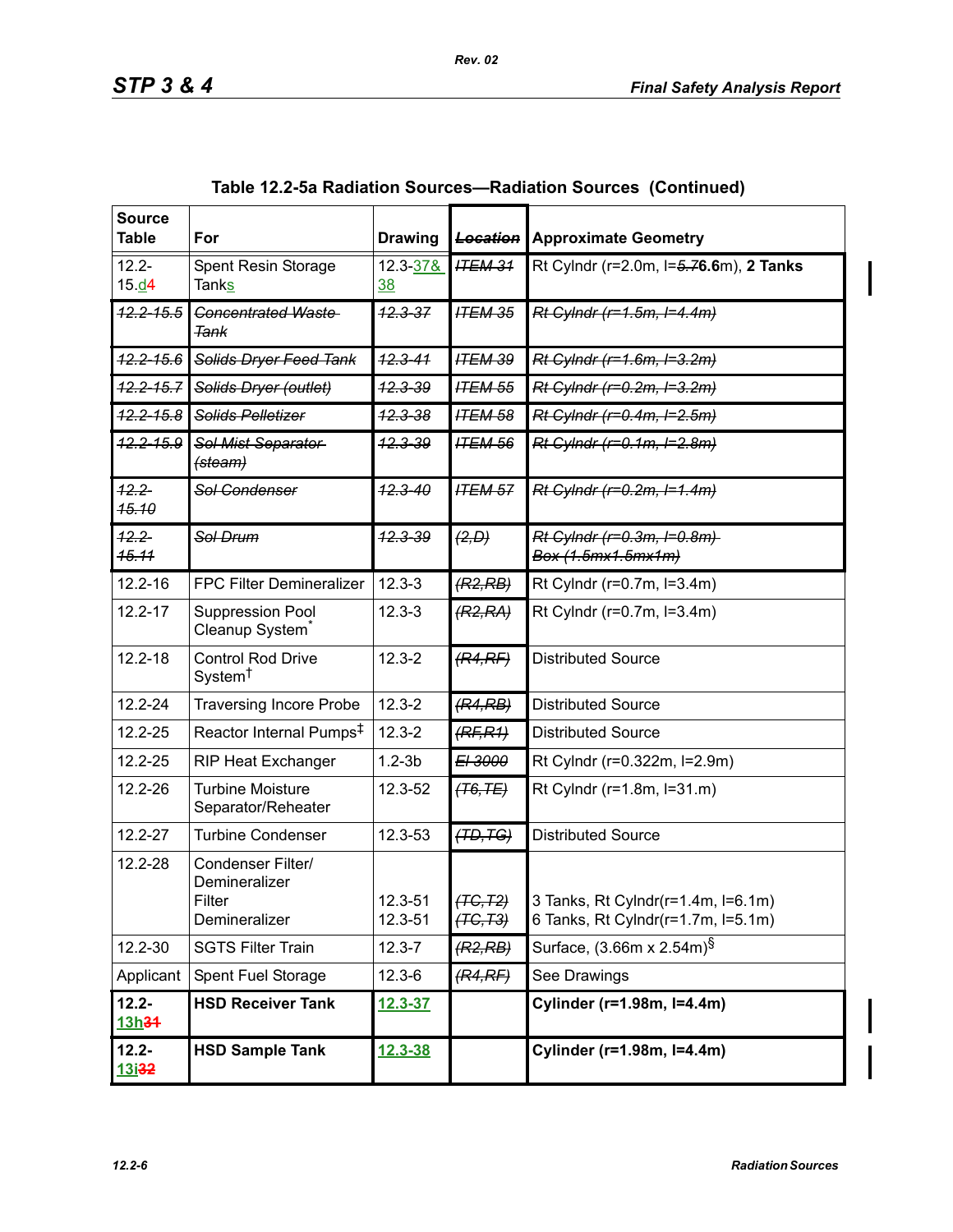Table 12.2-5a Radiation Sources—Radiation Sources (Continued)

| Source Table | For | Drawing | ~~Location~~ | Approximate Geometry |
|---|---|---|---|---|
| 12.2-15.~~d~~4 | Spent Resin Storage Tanks | 12.3-37& 38 | ~~ITEM 31~~ | Rt Cylndr (r=2.0m, l=~~5.7~~**6.6**m), **2 Tanks** |
| ~~12.2-15.5~~ | ~~Concentrated Waste Tank~~ | ~~12.3-37~~ | ~~ITEM 35~~ | ~~Rt Cylndr (r=1.5m, l=4.4m)~~ |
| ~~12.2-15.6~~ | ~~Solids Dryer Feed Tank~~ | ~~12.3-41~~ | ~~ITEM 39~~ | ~~Rt Cylndr (r=1.6m, l=3.2m)~~ |
| ~~12.2-15.7~~ | ~~Solids Dryer (outlet)~~ | ~~12.3-39~~ | ~~ITEM 55~~ | ~~Rt Cylndr (r=0.2m, l=3.2m)~~ |
| ~~12.2-15.8~~ | ~~Solids Pelletizer~~ | ~~12.3-38~~ | ~~ITEM 58~~ | ~~Rt Cylndr (r=0.4m, l=2.5m)~~ |
| ~~12.2-15.9~~ | ~~Sol Mist Separator (steam)~~ | ~~12.3-39~~ | ~~ITEM 56~~ | ~~Rt Cylndr (r=0.1m, l=2.8m)~~ |
| ~~12.2-15.10~~ | ~~Sol Condenser~~ | ~~12.3-40~~ | ~~ITEM 57~~ | ~~Rt Cylndr (r=0.2m, l=1.4m)~~ |
| ~~12.2-15.11~~ | ~~Sol Drum~~ | ~~12.3-39~~ | ~~(2,D)~~ | ~~Rt Cylndr (r=0.3m, l=0.8m) Box (1.5mx1.5mx1m)~~ |
| 12.2-16 | FPC Filter Demineralizer | 12.3-3 | ~~(R2,RB)~~ | Rt Cylndr (r=0.7m, l=3.4m) |
| 12.2-17 | Suppression Pool Cleanup System* | 12.3-3 | ~~(R2,RA)~~ | Rt Cylndr (r=0.7m, l=3.4m) |
| 12.2-18 | Control Rod Drive System† | 12.3-2 | ~~(R4,RF)~~ | Distributed Source |
| 12.2-24 | Traversing Incore Probe | 12.3-2 | ~~(R4,RB)~~ | Distributed Source |
| 12.2-25 | Reactor Internal Pumps‡ | 12.3-2 | ~~(RF,R1)~~ | Distributed Source |
| 12.2-25 | RIP Heat Exchanger | 1.2-3b | ~~El 3000~~ | Rt Cylndr (r=0.322m, l=2.9m) |
| 12.2-26 | Turbine Moisture Separator/Reheater | 12.3-52 | ~~(T6,TE)~~ | Rt Cylndr (r=1.8m, l=31.m) |
| 12.2-27 | Turbine Condenser | 12.3-53 | ~~(TD,TG)~~ | Distributed Source |
| 12.2-28 | Condenser Filter/ Demineralizer<br>Filter<br>Demineralizer | <br><br>12.3-51<br>12.3-51 | <br><br>~~(TC,T2)~~<br>~~(TC,T3)~~ | <br><br>3 Tanks, Rt Cylndr(r=1.4m, l=6.1m)<br>6 Tanks, Rt Cylndr(r=1.7m, l=5.1m) |
| 12.2-30 | SGTS Filter Train | 12.3-7 | ~~(R2,RB)~~ | Surface, (3.66m x 2.54m)§ |
| Applicant | Spent Fuel Storage | 12.3-6 | ~~(R4,RF)~~ | See Drawings |
| **12.2-13h~~31~~** | **HSD Receiver Tank** | **12.3-37** | | **Cylinder (r=1.98m, l=4.4m)** |
| **12.2-13i~~32~~** | **HSD Sample Tank** | **12.3-38** | | **Cylinder (r=1.98m, l=4.4m)** |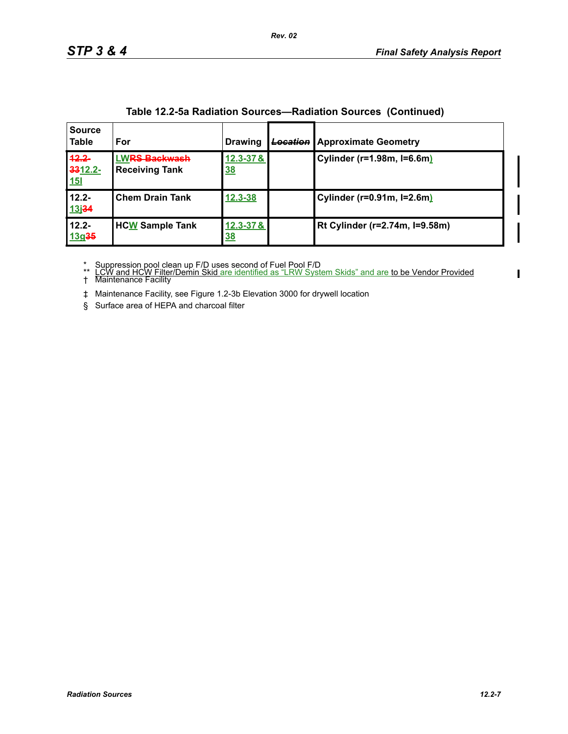**Table 12.2-5a Radiation Sources—Radiation Sources (Continued)**

| Source Table | For | Drawing | ~~Location~~ | Approximate Geometry |
|---|---|---|---|---|
| ~~12.2-33~~12.2-15l | LW~~RS Backwash~~ Receiving Tank | 12.3-37 & 38 | | Cylinder (r=1.98m, l=6.6m) |
| 12.2-13j~~34~~ | Chem Drain Tank | 12.3-38 | | Cylinder (r=0.91m, l=2.6m) |
| 12.2-13g~~35~~ | HCW Sample Tank | 12.3-37 & 38 | | Rt Cylinder (r=2.74m, l=9.58m) |

\* Suppression pool clean up F/D uses second of Fuel Pool F/D

\** LCW and HCW Filter/Demin Skid are identified as "LRW System Skids" and are to be Vendor Provided

† Maintenance Facility

‡ Maintenance Facility, see Figure 1.2-3b Elevation 3000 for drywell location

§ Surface area of HEPA and charcoal filter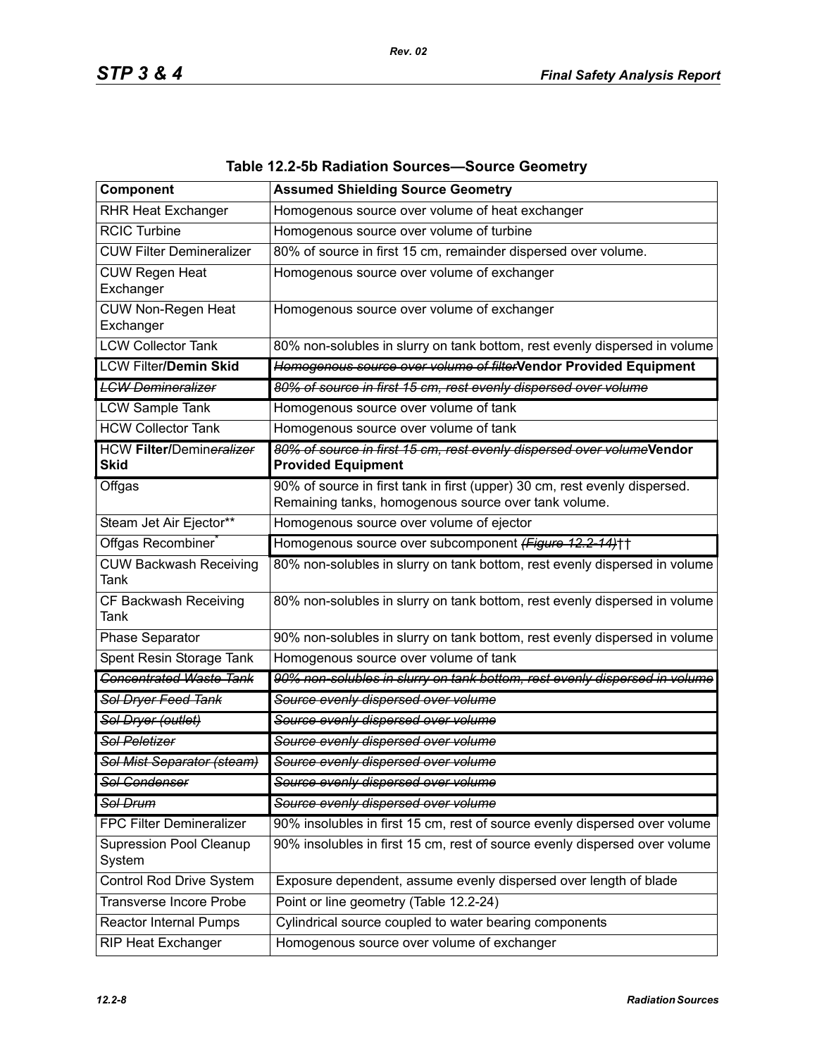**Table 12.2-5b Radiation Sources—Source Geometry**

| Component | Assumed Shielding Source Geometry |
|---|---|
| RHR Heat Exchanger | Homogenous source over volume of heat exchanger |
| RCIC Turbine | Homogenous source over volume of turbine |
| CUW Filter Demineralizer | 80% of source in first 15 cm, remainder dispersed over volume. |
| CUW Regen Heat Exchanger | Homogenous source over volume of exchanger |
| CUW Non-Regen Heat Exchanger | Homogenous source over volume of exchanger |
| LCW Collector Tank | 80% non-solubles in slurry on tank bottom, rest evenly dispersed in volume |
| LCW Filter**/Demin Skid** | ~~*Homogenous source over volume of filter*~~**Vendor Provided Equipment** |
| ~~*LCW Demineralizer*~~ | ~~*80% of source in first 15 cm, rest evenly dispersed over volume*~~ |
| LCW Sample Tank | Homogenous source over volume of tank |
| HCW Collector Tank | Homogenous source over volume of tank |
| HCW **Filter/**Demin~~*eralizer*~~ **Skid** | ~~*80% of source in first 15 cm, rest evenly dispersed over volume*~~**Vendor Provided Equipment** |
| Offgas | 90% of source in first tank in first (upper) 30 cm, rest evenly dispersed. Remaining tanks, homogenous source over tank volume. |
| Steam Jet Air Ejector** | Homogenous source over volume of ejector |
| Offgas Recombiner* | Homogenous source over subcomponent ~~*(Figure 12.2-14)*~~†† |
| CUW Backwash Receiving Tank | 80% non-solubles in slurry on tank bottom, rest evenly dispersed in volume |
| CF Backwash Receiving Tank | 80% non-solubles in slurry on tank bottom, rest evenly dispersed in volume |
| Phase Separator | 90% non-solubles in slurry on tank bottom, rest evenly dispersed in volume |
| Spent Resin Storage Tank | Homogenous source over volume of tank |
| ~~*Concentrated Waste Tank*~~ | ~~*90% non-solubles in slurry on tank bottom, rest evenly dispersed in volume*~~ |
| ~~*Sol Dryer Feed Tank*~~ | ~~*Source evenly dispersed over volume*~~ |
| ~~*Sol Dryer (outlet)*~~ | ~~*Source evenly dispersed over volume*~~ |
| ~~*Sol Peletizer*~~ | ~~*Source evenly dispersed over volume*~~ |
| ~~*Sol Mist Separator (steam)*~~ | ~~*Source evenly dispersed over volume*~~ |
| ~~*Sol Condenser*~~ | ~~*Source evenly dispersed over volume*~~ |
| ~~*Sol Drum*~~ | ~~*Source evenly dispersed over volume*~~ |
| FPC Filter Demineralizer | 90% insolubles in first 15 cm, rest of source evenly dispersed over volume |
| Supression Pool Cleanup System | 90% insolubles in first 15 cm, rest of source evenly dispersed over volume |
| Control Rod Drive System | Exposure dependent, assume evenly dispersed over length of blade |
| Transverse Incore Probe | Point or line geometry (Table 12.2-24) |
| Reactor Internal Pumps | Cylindrical source coupled to water bearing components |
| RIP Heat Exchanger | Homogenous source over volume of exchanger |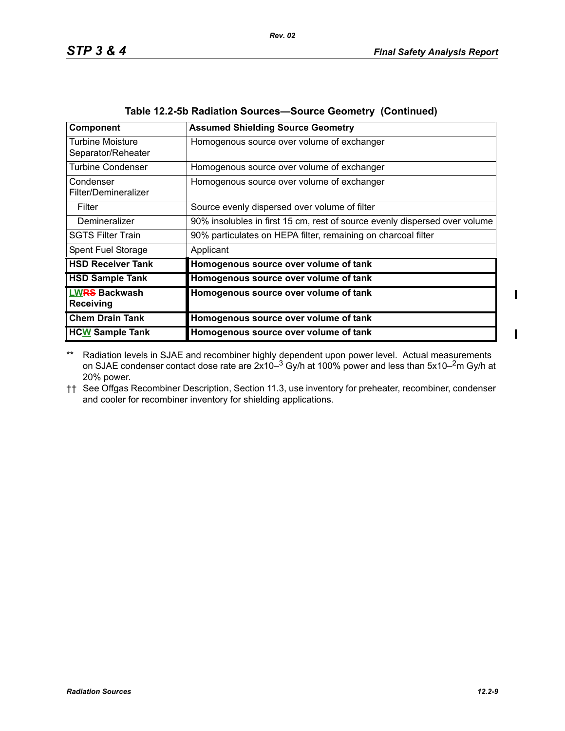**Table 12.2-5b Radiation Sources—Source Geometry (Continued)**

| Component | Assumed Shielding Source Geometry |
|---|---|
| Turbine Moisture Separator/Reheater | Homogenous source over volume of exchanger |
| Turbine Condenser | Homogenous source over volume of exchanger |
| Condenser Filter/Demineralizer | Homogenous source over volume of exchanger |
| Filter | Source evenly dispersed over volume of filter |
| Demineralizer | 90% insolubles in first 15 cm, rest of source evenly dispersed over volume |
| SGTS Filter Train | 90% particulates on HEPA filter, remaining on charcoal filter |
| Spent Fuel Storage | Applicant |
| **HSD Receiver Tank** | **Homogenous source over volume of tank** |
| **HSD Sample Tank** | **Homogenous source over volume of tank** |
| **LW~~RS~~ Backwash Receiving** | **Homogenous source over volume of tank** |
| **Chem Drain Tank** | **Homogenous source over volume of tank** |
| **HCW Sample Tank** | **Homogenous source over volume of tank** |

** Radiation levels in SJAE and recombiner highly dependent upon power level. Actual measurements on SJAE condenser contact dose rate are $2x10^{-3}$ Gy/h at 100% power and less than $5x10^{-2}$m Gy/h at 20% power.

†† See Offgas Recombiner Description, Section 11.3, use inventory for preheater, recombiner, condenser and cooler for recombiner inventory for shielding applications.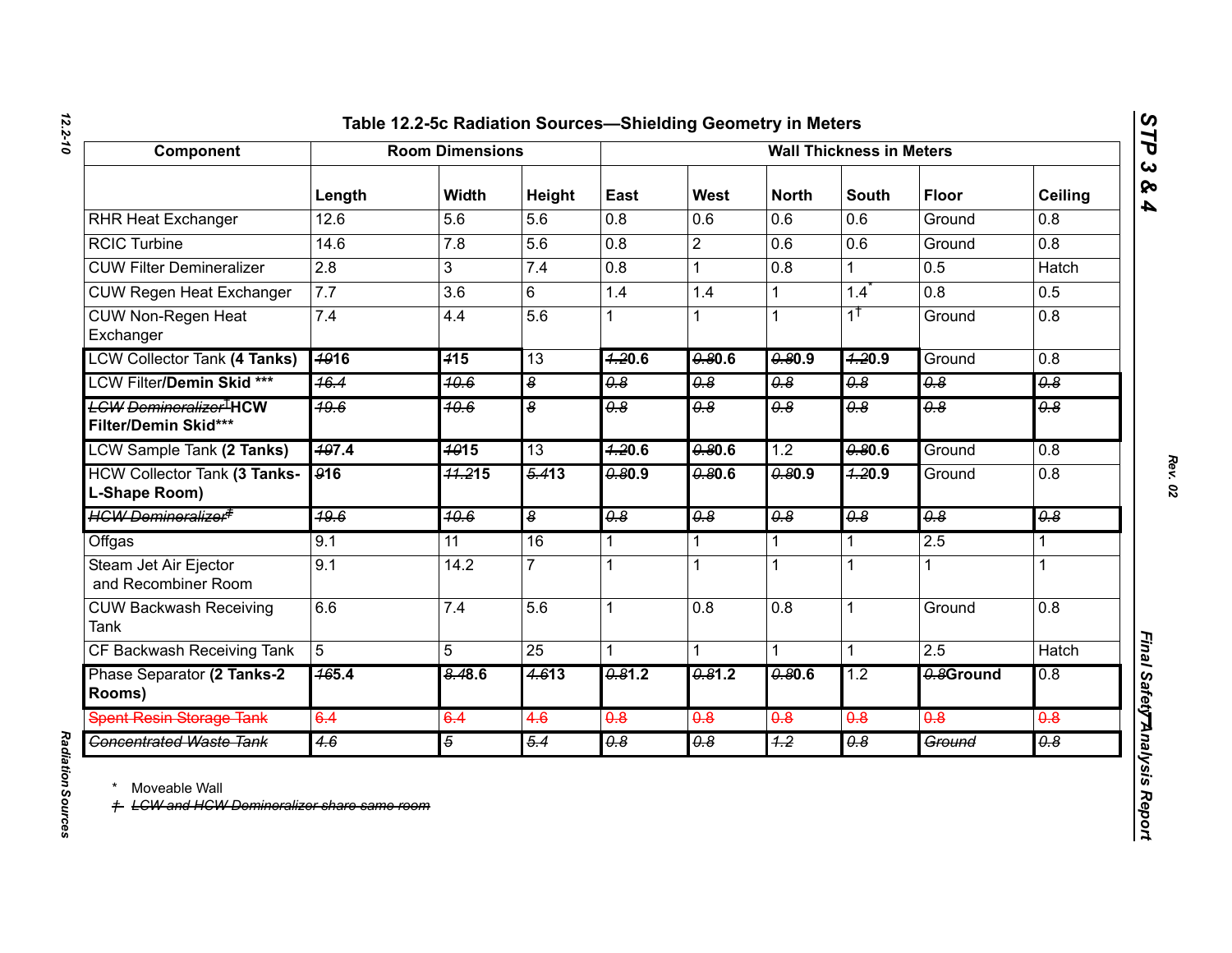# Table 12.2-5c Radiation Sources—Shielding Geometry in Meters

| Component | Room Dimensions | | | Wall Thickness in Meters | | | | | |
|---|---|---|---|---|---|---|---|---|---|
| | Length | Width | Height | East | West | North | South | Floor | Ceiling |
| RHR Heat Exchanger | 12.6 | 5.6 | 5.6 | 0.8 | 0.6 | 0.6 | 0.6 | Ground | 0.8 |
| RCIC Turbine | 14.6 | 7.8 | 5.6 | 0.8 | 2 | 0.6 | 0.6 | Ground | 0.8 |
| CUW Filter Demineralizer | 2.8 | 3 | 7.4 | 0.8 | 1 | 0.8 | 1 | 0.5 | Hatch |
| CUW Regen Heat Exchanger | 7.7 | 3.6 | 6 | 1.4 | 1.4 | 1 | 1.4* | 0.8 | 0.5 |
| CUW Non-Regen Heat Exchanger | 7.4 | 4.4 | 5.6 | 1 | 1 | 1 | 1† | Ground | 0.8 |
| LCW Collector Tank **(4 Tanks)** | ~~10~~**16** | ~~4~~**15** | 13 | ~~1.2~~**0.6** | ~~0.8~~**0.6** | ~~0.8~~**0.9** | ~~1.2~~**0.9** | Ground | 0.8 |
| LCW Filter**/Demin Skid \*\*\*** | ~~16.4~~ | ~~10.6~~ | ~~8~~ | ~~0.8~~ | ~~0.8~~ | ~~0.8~~ | ~~0.8~~ | ~~0.8~~ | ~~0.8~~ |
| ~~LCW Demineralizer†~~**HCW Filter/Demin Skid\*\*\*** | ~~19.6~~ | ~~10.6~~ | ~~8~~ | ~~0.8~~ | ~~0.8~~ | ~~0.8~~ | ~~0.8~~ | ~~0.8~~ | ~~0.8~~ |
| LCW Sample Tank **(2 Tanks)** | ~~10~~**7.4** | ~~10~~**15** | 13 | ~~1.2~~**0.6** | ~~0.8~~**0.6** | 1.2 | ~~0.8~~**0.6** | Ground | 0.8 |
| HCW Collector Tank **(3 Tanks-L-Shape Room)** | ~~9~~**16** | ~~11.2~~**15** | ~~5.4~~**13** | ~~0.8~~**0.9** | ~~0.8~~**0.6** | ~~0.8~~**0.9** | ~~1.2~~**0.9** | Ground | 0.8 |
| ~~HCW Demineralizer‡~~ | ~~19.6~~ | ~~10.6~~ | ~~8~~ | ~~0.8~~ | ~~0.8~~ | ~~0.8~~ | ~~0.8~~ | ~~0.8~~ | ~~0.8~~ |
| Offgas | 9.1 | 11 | 16 | 1 | 1 | 1 | 1 | 2.5 | 1 |
| Steam Jet Air Ejector and Recombiner Room | 9.1 | 14.2 | 7 | 1 | 1 | 1 | 1 | 1 | 1 |
| CUW Backwash Receiving Tank | 6.6 | 7.4 | 5.6 | 1 | 0.8 | 0.8 | 1 | Ground | 0.8 |
| CF Backwash Receiving Tank | 5 | 5 | 25 | 1 | 1 | 1 | 1 | 2.5 | Hatch |
| Phase Separator **(2 Tanks-2 Rooms)** | ~~16~~**5.4** | ~~8.4~~**8.6** | ~~4.6~~**13** | ~~0.8~~**1.2** | ~~0.8~~**1.2** | ~~0.8~~**0.6** | 1.2 | ~~0.8~~**Ground** | 0.8 |
| ~~Spent Resin Storage Tank~~ | ~~6.4~~ | ~~6.4~~ | ~~4.6~~ | ~~0.8~~ | ~~0.8~~ | ~~0.8~~ | ~~0.8~~ | ~~0.8~~ | ~~0.8~~ |
| ~~Concentrated Waste Tank~~ | ~~4.6~~ | ~~5~~ | ~~5.4~~ | ~~0.8~~ | ~~0.8~~ | ~~1.2~~ | ~~0.8~~ | ~~Ground~~ | ~~0.8~~ |

\* Moveable Wall

~~† LCW and HCW Demineralizer share same room~~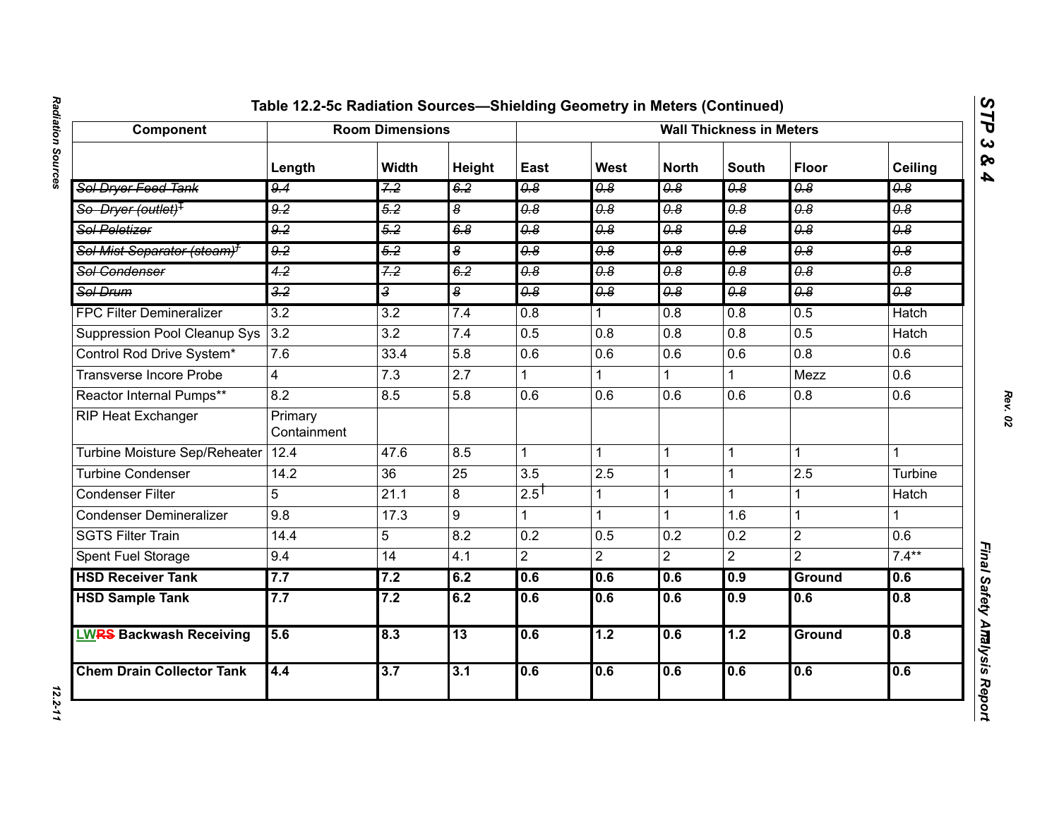## Table 12.2-5c Radiation Sources—Shielding Geometry in Meters (Continued)

| Component | Room Dimensions | | | Wall Thickness in Meters | | | | | |
|---|---|---|---|---|---|---|---|---|---|
| | Length | Width | Height | East | West | North | South | Floor | Ceiling |
| ~~Sol Dryer Feed Tank~~ | ~~9.4~~ | ~~7.2~~ | ~~6.2~~ | ~~0.8~~ | ~~0.8~~ | ~~0.8~~ | ~~0.8~~ | ~~0.8~~ | ~~0.8~~ |
| ~~So Dryer (outlet)‡~~ | ~~9.2~~ | ~~5.2~~ | ~~8~~ | ~~0.8~~ | ~~0.8~~ | ~~0.8~~ | ~~0.8~~ | ~~0.8~~ | ~~0.8~~ |
| ~~Sol Peletizer~~ | ~~9.2~~ | ~~5.2~~ | ~~6.8~~ | ~~0.8~~ | ~~0.8~~ | ~~0.8~~ | ~~0.8~~ | ~~0.8~~ | ~~0.8~~ |
| ~~Sol Mist Separator (steam)‡~~ | ~~9.2~~ | ~~5.2~~ | ~~8~~ | ~~0.8~~ | ~~0.8~~ | ~~0.8~~ | ~~0.8~~ | ~~0.8~~ | ~~0.8~~ |
| ~~Sol Condenser~~ | ~~4.2~~ | ~~7.2~~ | ~~6.2~~ | ~~0.8~~ | ~~0.8~~ | ~~0.8~~ | ~~0.8~~ | ~~0.8~~ | ~~0.8~~ |
| ~~Sol Drum~~ | ~~3.2~~ | ~~3~~ | ~~8~~ | ~~0.8~~ | ~~0.8~~ | ~~0.8~~ | ~~0.8~~ | ~~0.8~~ | ~~0.8~~ |
| FPC Filter Demineralizer | 3.2 | 3.2 | 7.4 | 0.8 | 1 | 0.8 | 0.8 | 0.5 | Hatch |
| Suppression Pool Cleanup Sys | 3.2 | 3.2 | 7.4 | 0.5 | 0.8 | 0.8 | 0.8 | 0.5 | Hatch |
| Control Rod Drive System* | 7.6 | 33.4 | 5.8 | 0.6 | 0.6 | 0.6 | 0.6 | 0.8 | 0.6 |
| Transverse Incore Probe | 4 | 7.3 | 2.7 | 1 | 1 | 1 | 1 | Mezz | 0.6 |
| Reactor Internal Pumps** | 8.2 | 8.5 | 5.8 | 0.6 | 0.6 | 0.6 | 0.6 | 0.8 | 0.6 |
| RIP Heat Exchanger | Primary Containment | | | | | | | | |
| Turbine Moisture Sep/Reheater | 12.4 | 47.6 | 8.5 | 1 | 1 | 1 | 1 | 1 | 1 |
| Turbine Condenser | 14.2 | 36 | 25 | 3.5 | 2.5 | 1 | 1 | 2.5 | Turbine |
| Condenser Filter | 5 | 21.1 | 8 | 2.5† | 1 | 1 | 1 | 1 | Hatch |
| Condenser Demineralizer | 9.8 | 17.3 | 9 | 1 | 1 | 1 | 1.6 | 1 | 1 |
| SGTS Filter Train | 14.4 | 5 | 8.2 | 0.2 | 0.5 | 0.2 | 0.2 | 2 | 0.6 |
| Spent Fuel Storage | 9.4 | 14 | 4.1 | 2 | 2 | 2 | 2 | 2 | 7.4** |
| **HSD Receiver Tank** | **7.7** | **7.2** | **6.2** | **0.6** | **0.6** | **0.6** | **0.9** | **Ground** | **0.6** |
| **HSD Sample Tank** | **7.7** | **7.2** | **6.2** | **0.6** | **0.6** | **0.6** | **0.9** | **0.6** | **0.8** |
| **LW~~RS~~ Backwash Receiving** | **5.6** | **8.3** | **13** | **0.6** | **1.2** | **0.6** | **1.2** | **Ground** | **0.8** |
| **Chem Drain Collector Tank** | **4.4** | **3.7** | **3.1** | **0.6** | **0.6** | **0.6** | **0.6** | **0.6** | **0.6** |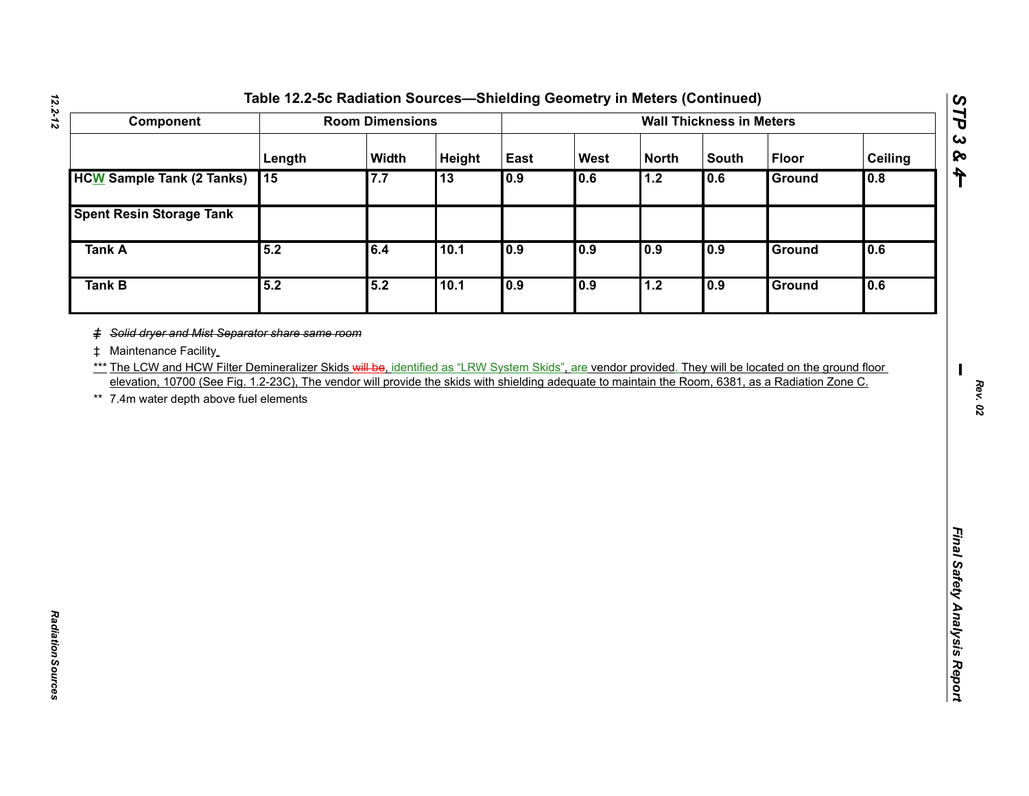# Table 12.2-5c Radiation Sources—Shielding Geometry in Meters (Continued)

| Component | Room Dimensions | | | Wall Thickness in Meters | | | | | |
|---|---|---|---|---|---|---|---|---|---|
| | Length | Width | Height | East | West | North | South | Floor | Ceiling |
| **HCW Sample Tank (2 Tanks)** | 15 | 7.7 | 13 | 0.9 | 0.6 | 1.2 | 0.6 | Ground | 0.8 |
| **Spent Resin Storage Tank** | | | | | | | | | |
| **Tank A** | 5.2 | 6.4 | 10.1 | 0.9 | 0.9 | 0.9 | 0.9 | Ground | 0.6 |
| **Tank B** | 5.2 | 5.2 | 10.1 | 0.9 | 0.9 | 1.2 | 0.9 | Ground | 0.6 |

~~ǂ *Solid dryer and Mist Separator share same room*~~

‡ Maintenance Facility

*** The LCW and HCW Filter Demineralizer Skids ~~will be~~, identified as “LRW System Skids”, are vendor provided. They will be located on the ground floor elevation, 10700 (See Fig. 1.2-23C), The vendor will provide the skids with shielding adequate to maintain the Room, 6381, as a Radiation Zone C.

** 7.4m water depth above fuel elements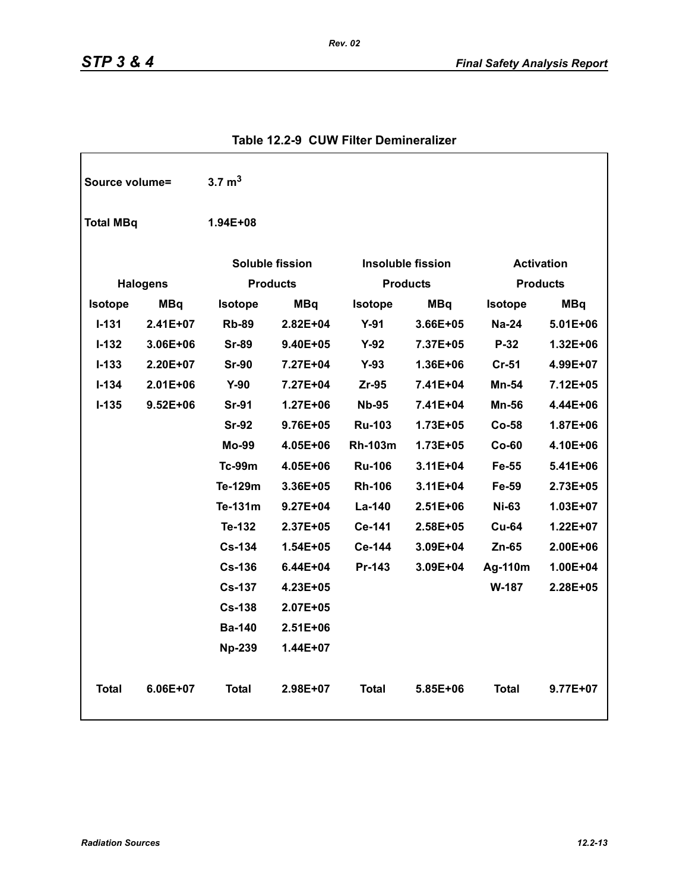**Table 12.2-9 CUW Filter Demineralizer**

Source volume= 3.7 $m^3$

Total MBq 1.94E+08

| Halogens | | Soluble fission Products | | Insoluble fission Products | | Activation Products | |
|---|---|---|---|---|---|---|---|
| **Isotope** | **MBq** | **Isotope** | **MBq** | **Isotope** | **MBq** | **Isotope** | **MBq** |
| I-131 | 2.41E+07 | Rb-89 | 2.82E+04 | Y-91 | 3.66E+05 | Na-24 | 5.01E+06 |
| I-132 | 3.06E+06 | Sr-89 | 9.40E+05 | Y-92 | 7.37E+05 | P-32 | 1.32E+06 |
| I-133 | 2.20E+07 | Sr-90 | 7.27E+04 | Y-93 | 1.36E+06 | Cr-51 | 4.99E+07 |
| I-134 | 2.01E+06 | Y-90 | 7.27E+04 | Zr-95 | 7.41E+04 | Mn-54 | 7.12E+05 |
| I-135 | 9.52E+06 | Sr-91 | 1.27E+06 | Nb-95 | 7.41E+04 | Mn-56 | 4.44E+06 |
| | | Sr-92 | 9.76E+05 | Ru-103 | 1.73E+05 | Co-58 | 1.87E+06 |
| | | Mo-99 | 4.05E+06 | Rh-103m | 1.73E+05 | Co-60 | 4.10E+06 |
| | | Tc-99m | 4.05E+06 | Ru-106 | 3.11E+04 | Fe-55 | 5.41E+06 |
| | | Te-129m | 3.36E+05 | Rh-106 | 3.11E+04 | Fe-59 | 2.73E+05 |
| | | Te-131m | 9.27E+04 | La-140 | 2.51E+06 | Ni-63 | 1.03E+07 |
| | | Te-132 | 2.37E+05 | Ce-141 | 2.58E+05 | Cu-64 | 1.22E+07 |
| | | Cs-134 | 1.54E+05 | Ce-144 | 3.09E+04 | Zn-65 | 2.00E+06 |
| | | Cs-136 | 6.44E+04 | Pr-143 | 3.09E+04 | Ag-110m | 1.00E+04 |
| | | Cs-137 | 4.23E+05 | | | W-187 | 2.28E+05 |
| | | Cs-138 | 2.07E+05 | | | | |
| | | Ba-140 | 2.51E+06 | | | | |
| | | Np-239 | 1.44E+07 | | | | |
| **Total** | **6.06E+07** | **Total** | **2.98E+07** | **Total** | **5.85E+06** | **Total** | **9.77E+07** |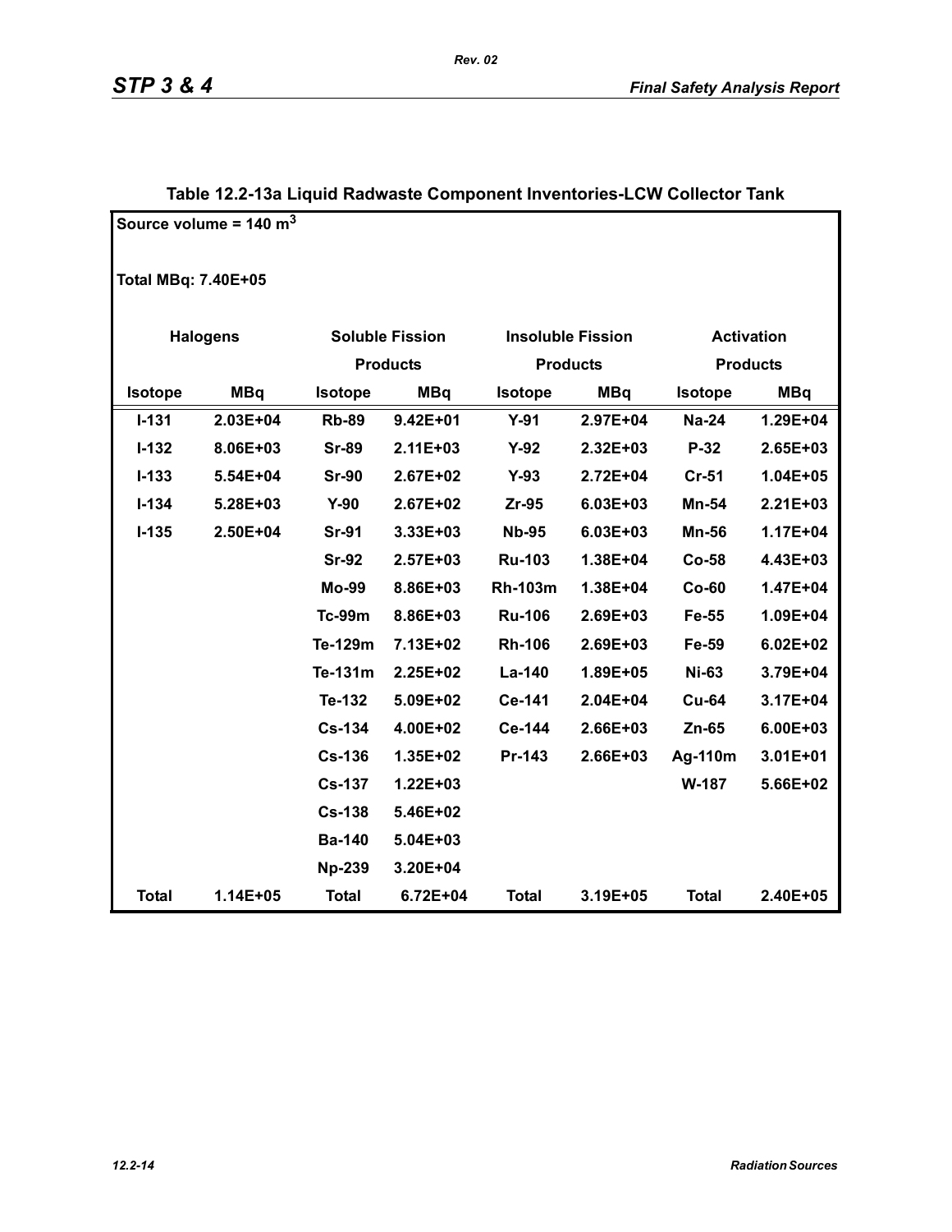**Table 12.2-13a Liquid Radwaste Component Inventories-LCW Collector Tank**

Source volume = 140 $m^3$

Total MBq: 7.40E+05

| Halogens | | Soluble Fission Products | | Insoluble Fission Products | | Activation Products | |
|---|---|---|---|---|---|---|---|
| **Isotope** | **MBq** | **Isotope** | **MBq** | **Isotope** | **MBq** | **Isotope** | **MBq** |
| I-131 | 2.03E+04 | Rb-89 | 9.42E+01 | Y-91 | 2.97E+04 | Na-24 | 1.29E+04 |
| I-132 | 8.06E+03 | Sr-89 | 2.11E+03 | Y-92 | 2.32E+03 | P-32 | 2.65E+03 |
| I-133 | 5.54E+04 | Sr-90 | 2.67E+02 | Y-93 | 2.72E+04 | Cr-51 | 1.04E+05 |
| I-134 | 5.28E+03 | Y-90 | 2.67E+02 | Zr-95 | 6.03E+03 | Mn-54 | 2.21E+03 |
| I-135 | 2.50E+04 | Sr-91 | 3.33E+03 | Nb-95 | 6.03E+03 | Mn-56 | 1.17E+04 |
| | | Sr-92 | 2.57E+03 | Ru-103 | 1.38E+04 | Co-58 | 4.43E+03 |
| | | Mo-99 | 8.86E+03 | Rh-103m | 1.38E+04 | Co-60 | 1.47E+04 |
| | | Tc-99m | 8.86E+03 | Ru-106 | 2.69E+03 | Fe-55 | 1.09E+04 |
| | | Te-129m | 7.13E+02 | Rh-106 | 2.69E+03 | Fe-59 | 6.02E+02 |
| | | Te-131m | 2.25E+02 | La-140 | 1.89E+05 | Ni-63 | 3.79E+04 |
| | | Te-132 | 5.09E+02 | Ce-141 | 2.04E+04 | Cu-64 | 3.17E+04 |
| | | Cs-134 | 4.00E+02 | Ce-144 | 2.66E+03 | Zn-65 | 6.00E+03 |
| | | Cs-136 | 1.35E+02 | Pr-143 | 2.66E+03 | Ag-110m | 3.01E+01 |
| | | Cs-137 | 1.22E+03 | | | W-187 | 5.66E+02 |
| | | Cs-138 | 5.46E+02 | | | | |
| | | Ba-140 | 5.04E+03 | | | | |
| | | Np-239 | 3.20E+04 | | | | |
| **Total** | 1.14E+05 | **Total** | 6.72E+04 | **Total** | 3.19E+05 | **Total** | 2.40E+05 |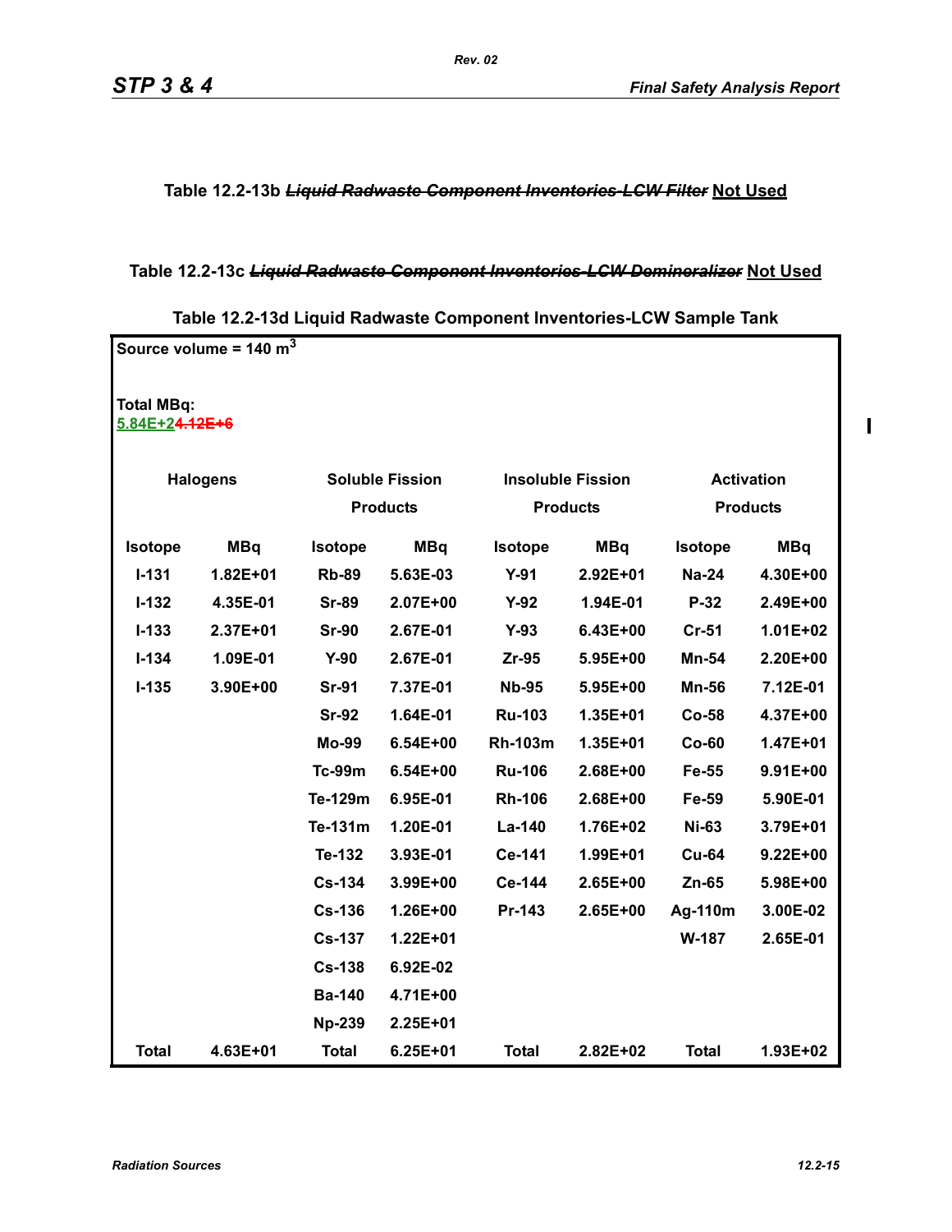Table 12.2-13b ~~*Liquid Radwaste Component Inventories-LCW Filter*~~ Not Used

Table 12.2-13c ~~*Liquid Radwaste Component Inventories-LCW Demineralizer*~~ Not Used

**Table 12.2-13d Liquid Radwaste Component Inventories-LCW Sample Tank**

Source volume = 140 $m^3$

Total MBq:
5.84E+2~~4.12E+6~~

| Halogens | | Soluble Fission Products | | Insoluble Fission Products | | Activation Products | |
|---|---|---|---|---|---|---|---|
| Isotope | MBq | Isotope | MBq | Isotope | MBq | Isotope | MBq |
| I-131 | 1.82E+01 | Rb-89 | 5.63E-03 | Y-91 | 2.92E+01 | Na-24 | 4.30E+00 |
| I-132 | 4.35E-01 | Sr-89 | 2.07E+00 | Y-92 | 1.94E-01 | P-32 | 2.49E+00 |
| I-133 | 2.37E+01 | Sr-90 | 2.67E-01 | Y-93 | 6.43E+00 | Cr-51 | 1.01E+02 |
| I-134 | 1.09E-01 | Y-90 | 2.67E-01 | Zr-95 | 5.95E+00 | Mn-54 | 2.20E+00 |
| I-135 | 3.90E+00 | Sr-91 | 7.37E-01 | Nb-95 | 5.95E+00 | Mn-56 | 7.12E-01 |
| | | Sr-92 | 1.64E-01 | Ru-103 | 1.35E+01 | Co-58 | 4.37E+00 |
| | | Mo-99 | 6.54E+00 | Rh-103m | 1.35E+01 | Co-60 | 1.47E+01 |
| | | Tc-99m | 6.54E+00 | Ru-106 | 2.68E+00 | Fe-55 | 9.91E+00 |
| | | Te-129m | 6.95E-01 | Rh-106 | 2.68E+00 | Fe-59 | 5.90E-01 |
| | | Te-131m | 1.20E-01 | La-140 | 1.76E+02 | Ni-63 | 3.79E+01 |
| | | Te-132 | 3.93E-01 | Ce-141 | 1.99E+01 | Cu-64 | 9.22E+00 |
| | | Cs-134 | 3.99E+00 | Ce-144 | 2.65E+00 | Zn-65 | 5.98E+00 |
| | | Cs-136 | 1.26E+00 | Pr-143 | 2.65E+00 | Ag-110m | 3.00E-02 |
| | | Cs-137 | 1.22E+01 | | | W-187 | 2.65E-01 |
| | | Cs-138 | 6.92E-02 | | | | |
| | | Ba-140 | 4.71E+00 | | | | |
| | | Np-239 | 2.25E+01 | | | | |
| Total | 4.63E+01 | Total | 6.25E+01 | Total | 2.82E+02 | Total | 1.93E+02 |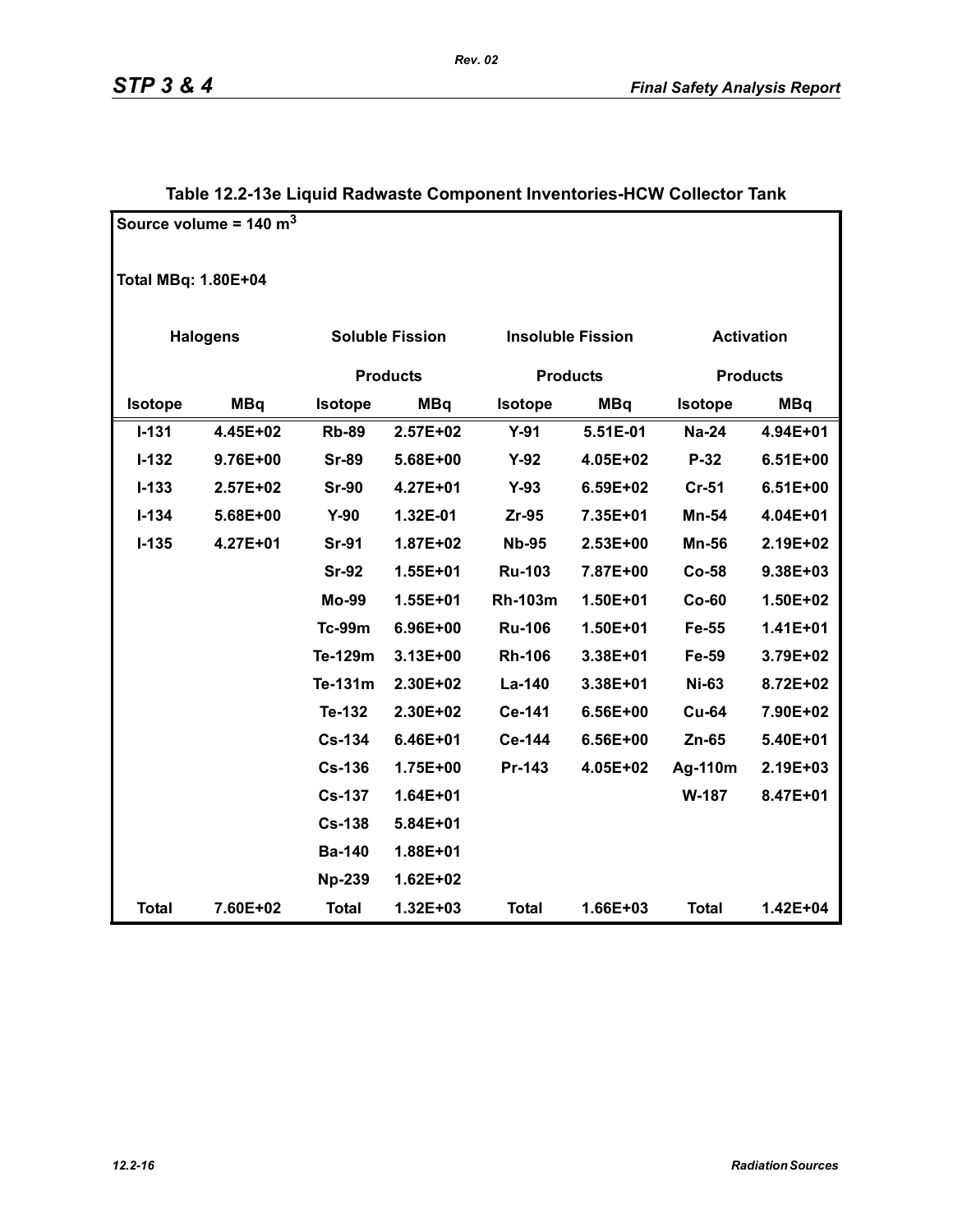**Table 12.2-13e Liquid Radwaste Component Inventories-HCW Collector Tank**

Source volume = 140 m$^3$

Total MBq: 1.80E+04

| Halogens | | Soluble Fission Products | | Insoluble Fission Products | | Activation Products | |
|---|---|---|---|---|---|---|---|
| **Isotope** | **MBq** | **Isotope** | **MBq** | **Isotope** | **MBq** | **Isotope** | **MBq** |
| I-131 | 4.45E+02 | Rb-89 | 2.57E+02 | Y-91 | 5.51E-01 | Na-24 | 4.94E+01 |
| I-132 | 9.76E+00 | Sr-89 | 5.68E+00 | Y-92 | 4.05E+02 | P-32 | 6.51E+00 |
| I-133 | 2.57E+02 | Sr-90 | 4.27E+01 | Y-93 | 6.59E+02 | Cr-51 | 6.51E+00 |
| I-134 | 5.68E+00 | Y-90 | 1.32E-01 | Zr-95 | 7.35E+01 | Mn-54 | 4.04E+01 |
| I-135 | 4.27E+01 | Sr-91 | 1.87E+02 | Nb-95 | 2.53E+00 | Mn-56 | 2.19E+02 |
| | | Sr-92 | 1.55E+01 | Ru-103 | 7.87E+00 | Co-58 | 9.38E+03 |
| | | Mo-99 | 1.55E+01 | Rh-103m | 1.50E+01 | Co-60 | 1.50E+02 |
| | | Tc-99m | 6.96E+00 | Ru-106 | 1.50E+01 | Fe-55 | 1.41E+01 |
| | | Te-129m | 3.13E+00 | Rh-106 | 3.38E+01 | Fe-59 | 3.79E+02 |
| | | Te-131m | 2.30E+02 | La-140 | 3.38E+01 | Ni-63 | 8.72E+02 |
| | | Te-132 | 2.30E+02 | Ce-141 | 6.56E+00 | Cu-64 | 7.90E+02 |
| | | Cs-134 | 6.46E+01 | Ce-144 | 6.56E+00 | Zn-65 | 5.40E+01 |
| | | Cs-136 | 1.75E+00 | Pr-143 | 4.05E+02 | Ag-110m | 2.19E+03 |
| | | Cs-137 | 1.64E+01 | | | W-187 | 8.47E+01 |
| | | Cs-138 | 5.84E+01 | | | | |
| | | Ba-140 | 1.88E+01 | | | | |
| | | Np-239 | 1.62E+02 | | | | |
| **Total** | **7.60E+02** | **Total** | **1.32E+03** | **Total** | **1.66E+03** | **Total** | **1.42E+04** |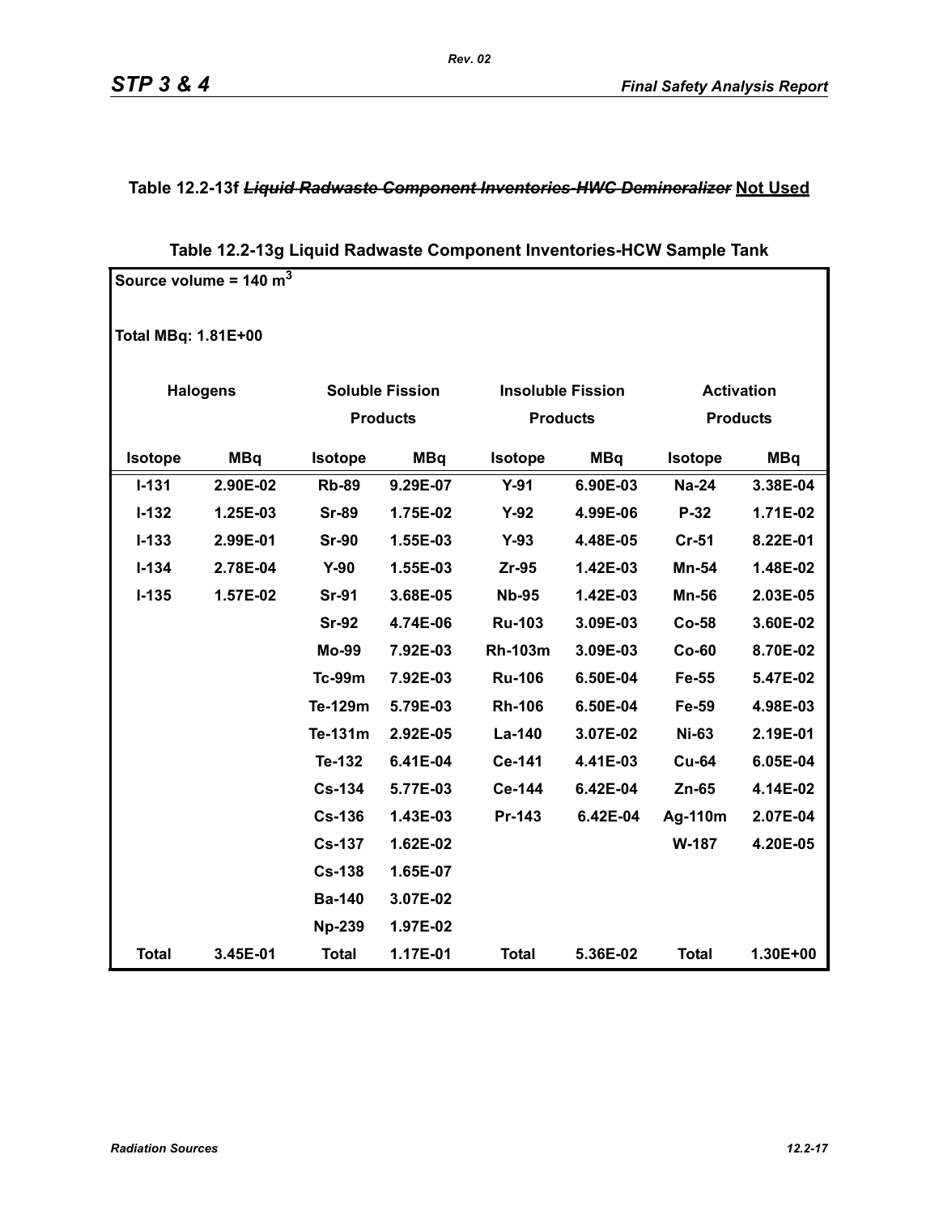**Table 12.2-13f ~~*Liquid Radwaste Component Inventories-HWC Demineralizer*~~ Not Used**

**Table 12.2-13g Liquid Radwaste Component Inventories-HCW Sample Tank**

Source volume = 140 $m^3$

Total MBq: 1.81E+00

| Halogens | | Soluble Fission Products | | Insoluble Fission Products | | Activation Products | |
|---|---|---|---|---|---|---|---|
| **Isotope** | **MBq** | **Isotope** | **MBq** | **Isotope** | **MBq** | **Isotope** | **MBq** |
| I-131 | 2.90E-02 | Rb-89 | 9.29E-07 | Y-91 | 6.90E-03 | Na-24 | 3.38E-04 |
| I-132 | 1.25E-03 | Sr-89 | 1.75E-02 | Y-92 | 4.99E-06 | P-32 | 1.71E-02 |
| I-133 | 2.99E-01 | Sr-90 | 1.55E-03 | Y-93 | 4.48E-05 | Cr-51 | 8.22E-01 |
| I-134 | 2.78E-04 | Y-90 | 1.55E-03 | Zr-95 | 1.42E-03 | Mn-54 | 1.48E-02 |
| I-135 | 1.57E-02 | Sr-91 | 3.68E-05 | Nb-95 | 1.42E-03 | Mn-56 | 2.03E-05 |
| | | Sr-92 | 4.74E-06 | Ru-103 | 3.09E-03 | Co-58 | 3.60E-02 |
| | | Mo-99 | 7.92E-03 | Rh-103m | 3.09E-03 | Co-60 | 8.70E-02 |
| | | Tc-99m | 7.92E-03 | Ru-106 | 6.50E-04 | Fe-55 | 5.47E-02 |
| | | Te-129m | 5.79E-03 | Rh-106 | 6.50E-04 | Fe-59 | 4.98E-03 |
| | | Te-131m | 2.92E-05 | La-140 | 3.07E-02 | Ni-63 | 2.19E-01 |
| | | Te-132 | 6.41E-04 | Ce-141 | 4.41E-03 | Cu-64 | 6.05E-04 |
| | | Cs-134 | 5.77E-03 | Ce-144 | 6.42E-04 | Zn-65 | 4.14E-02 |
| | | Cs-136 | 1.43E-03 | Pr-143 | 6.42E-04 | Ag-110m | 2.07E-04 |
| | | Cs-137 | 1.62E-02 | | | W-187 | 4.20E-05 |
| | | Cs-138 | 1.65E-07 | | | | |
| | | Ba-140 | 3.07E-02 | | | | |
| | | Np-239 | 1.97E-02 | | | | |
| **Total** | 3.45E-01 | **Total** | 1.17E-01 | **Total** | 5.36E-02 | **Total** | 1.30E+00 |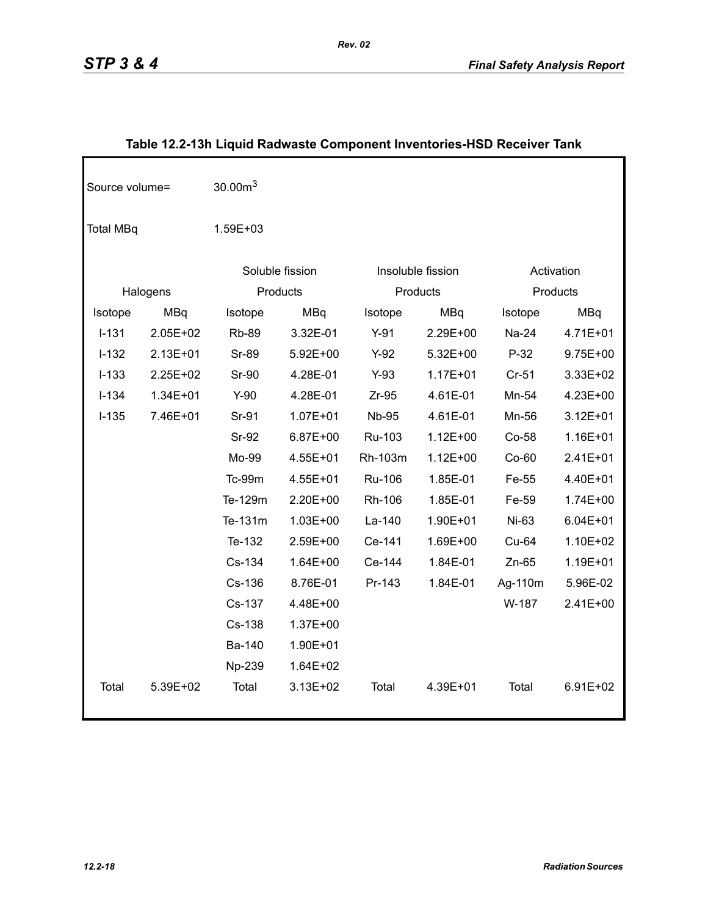**Table 12.2-13h Liquid Radwaste Component Inventories-HSD Receiver Tank**

Source volume= $30.00m^3$

Total MBq 1.59E+03

| Halogens | | Soluble fission Products | | Insoluble fission Products | | Activation Products | |
|---|---|---|---|---|---|---|---|
| Isotope | MBq | Isotope | MBq | Isotope | MBq | Isotope | MBq |
| I-131 | 2.05E+02 | Rb-89 | 3.32E-01 | Y-91 | 2.29E+00 | Na-24 | 4.71E+01 |
| I-132 | 2.13E+01 | Sr-89 | 5.92E+00 | Y-92 | 5.32E+00 | P-32 | 9.75E+00 |
| I-133 | 2.25E+02 | Sr-90 | 4.28E-01 | Y-93 | 1.17E+01 | Cr-51 | 3.33E+02 |
| I-134 | 1.34E+01 | Y-90 | 4.28E-01 | Zr-95 | 4.61E-01 | Mn-54 | 4.23E+00 |
| I-135 | 7.46E+01 | Sr-91 | 1.07E+01 | Nb-95 | 4.61E-01 | Mn-56 | 3.12E+01 |
| | | Sr-92 | 6.87E+00 | Ru-103 | 1.12E+00 | Co-58 | 1.16E+01 |
| | | Mo-99 | 4.55E+01 | Rh-103m | 1.12E+00 | Co-60 | 2.41E+01 |
| | | Tc-99m | 4.55E+01 | Ru-106 | 1.85E-01 | Fe-55 | 4.40E+01 |
| | | Te-129m | 2.20E+00 | Rh-106 | 1.85E-01 | Fe-59 | 1.74E+00 |
| | | Te-131m | 1.03E+00 | La-140 | 1.90E+01 | Ni-63 | 6.04E+01 |
| | | Te-132 | 2.59E+00 | Ce-141 | 1.69E+00 | Cu-64 | 1.10E+02 |
| | | Cs-134 | 1.64E+00 | Ce-144 | 1.84E-01 | Zn-65 | 1.19E+01 |
| | | Cs-136 | 8.76E-01 | Pr-143 | 1.84E-01 | Ag-110m | 5.96E-02 |
| | | Cs-137 | 4.48E+00 | | | W-187 | 2.41E+00 |
| | | Cs-138 | 1.37E+00 | | | | |
| | | Ba-140 | 1.90E+01 | | | | |
| | | Np-239 | 1.64E+02 | | | | |
| Total | 5.39E+02 | Total | 3.13E+02 | Total | 4.39E+01 | Total | 6.91E+02 |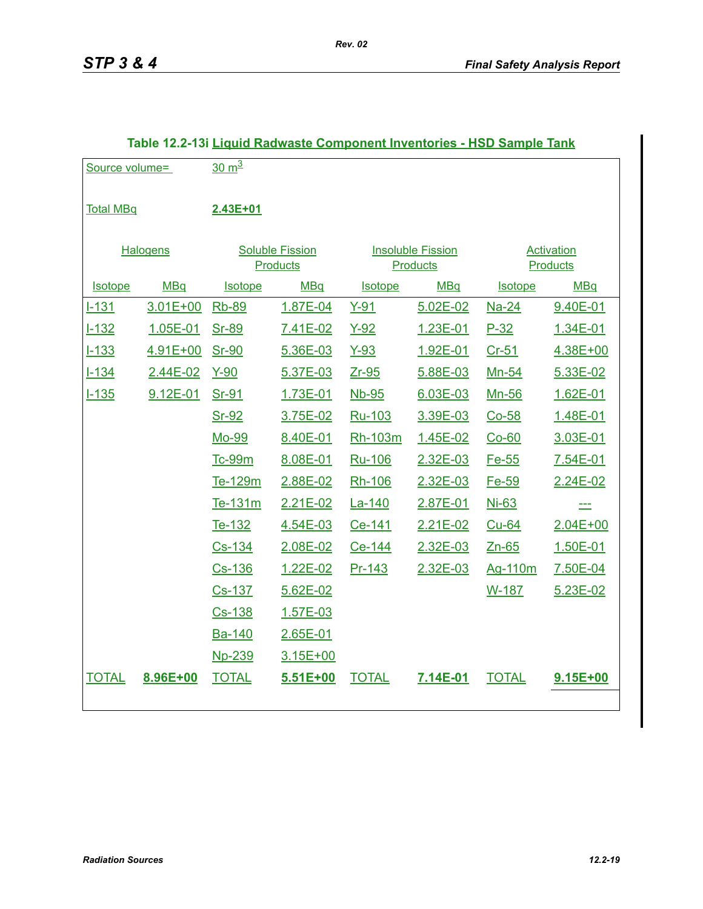**Table 12.2-13i Liquid Radwaste Component Inventories - HSD Sample Tank**

Source volume= 30 $m^3$

Total MBq **2.43E+01**

| Halogens | | Soluble Fission Products | | Insoluble Fission Products | | Activation Products | |
|---|---|---|---|---|---|---|---|
| Isotope | MBq | Isotope | MBq | Isotope | MBq | Isotope | MBq |
| I-131 | 3.01E+00 | Rb-89 | 1.87E-04 | Y-91 | 5.02E-02 | Na-24 | 9.40E-01 |
| I-132 | 1.05E-01 | Sr-89 | 7.41E-02 | Y-92 | 1.23E-01 | P-32 | 1.34E-01 |
| I-133 | 4.91E+00 | Sr-90 | 5.36E-03 | Y-93 | 1.92E-01 | Cr-51 | 4.38E+00 |
| I-134 | 2.44E-02 | Y-90 | 5.37E-03 | Zr-95 | 5.88E-03 | Mn-54 | 5.33E-02 |
| I-135 | 9.12E-01 | Sr-91 | 1.73E-01 | Nb-95 | 6.03E-03 | Mn-56 | 1.62E-01 |
| | | Sr-92 | 3.75E-02 | Ru-103 | 3.39E-03 | Co-58 | 1.48E-01 |
| | | Mo-99 | 8.40E-01 | Rh-103m | 1.45E-02 | Co-60 | 3.03E-01 |
| | | Tc-99m | 8.08E-01 | Ru-106 | 2.32E-03 | Fe-55 | 7.54E-01 |
| | | Te-129m | 2.88E-02 | Rh-106 | 2.32E-03 | Fe-59 | 2.24E-02 |
| | | Te-131m | 2.21E-02 | La-140 | 2.87E-01 | Ni-63 | --- |
| | | Te-132 | 4.54E-03 | Ce-141 | 2.21E-02 | Cu-64 | 2.04E+00 |
| | | Cs-134 | 2.08E-02 | Ce-144 | 2.32E-03 | Zn-65 | 1.50E-01 |
| | | Cs-136 | 1.22E-02 | Pr-143 | 2.32E-03 | Ag-110m | 7.50E-04 |
| | | Cs-137 | 5.62E-02 | | | W-187 | 5.23E-02 |
| | | Cs-138 | 1.57E-03 | | | | |
| | | Ba-140 | 2.65E-01 | | | | |
| | | Np-239 | 3.15E+00 | | | | |
| TOTAL | **8.96E+00** | TOTAL | **5.51E+00** | TOTAL | **7.14E-01** | TOTAL | **9.15E+00** |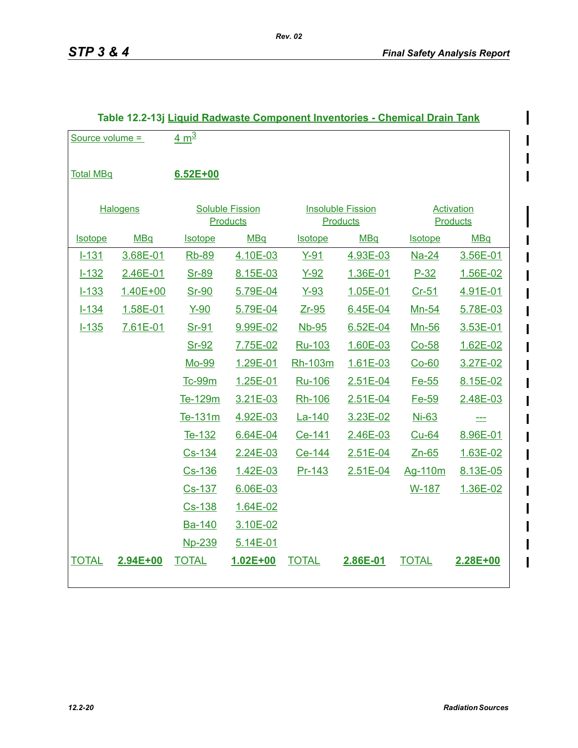**Table 12.2-13j Liquid Radwaste Component Inventories - Chemical Drain Tank**

Source volume = 4 $m^3$

Total MBq **6.52E+00**

| Halogens | | Soluble Fission Products | | Insoluble Fission Products | | Activation Products | |
|---|---|---|---|---|---|---|---|
| Isotope | MBq | Isotope | MBq | Isotope | MBq | Isotope | MBq |
| I-131 | 3.68E-01 | Rb-89 | 4.10E-03 | Y-91 | 4.93E-03 | Na-24 | 3.56E-01 |
| I-132 | 2.46E-01 | Sr-89 | 8.15E-03 | Y-92 | 1.36E-01 | P-32 | 1.56E-02 |
| I-133 | 1.40E+00 | Sr-90 | 5.79E-04 | Y-93 | 1.05E-01 | Cr-51 | 4.91E-01 |
| I-134 | 1.58E-01 | Y-90 | 5.79E-04 | Zr-95 | 6.45E-04 | Mn-54 | 5.78E-03 |
| I-135 | 7.61E-01 | Sr-91 | 9.99E-02 | Nb-95 | 6.52E-04 | Mn-56 | 3.53E-01 |
| | | Sr-92 | 7.75E-02 | Ru-103 | 1.60E-03 | Co-58 | 1.62E-02 |
| | | Mo-99 | 1.29E-01 | Rh-103m | 1.61E-03 | Co-60 | 3.27E-02 |
| | | Tc-99m | 1.25E-01 | Ru-106 | 2.51E-04 | Fe-55 | 8.15E-02 |
| | | Te-129m | 3.21E-03 | Rh-106 | 2.51E-04 | Fe-59 | 2.48E-03 |
| | | Te-131m | 4.92E-03 | La-140 | 3.23E-02 | Ni-63 | --- |
| | | Te-132 | 6.64E-04 | Ce-141 | 2.46E-03 | Cu-64 | 8.96E-01 |
| | | Cs-134 | 2.24E-03 | Ce-144 | 2.51E-04 | Zn-65 | 1.63E-02 |
| | | Cs-136 | 1.42E-03 | Pr-143 | 2.51E-04 | Ag-110m | 8.13E-05 |
| | | Cs-137 | 6.06E-03 | | | W-187 | 1.36E-02 |
| | | Cs-138 | 1.64E-02 | | | | |
| | | Ba-140 | 3.10E-02 | | | | |
| | | Np-239 | 5.14E-01 | | | | |
| TOTAL | **2.94E+00** | TOTAL | **1.02E+00** | TOTAL | **2.86E-01** | TOTAL | **2.28E+00** |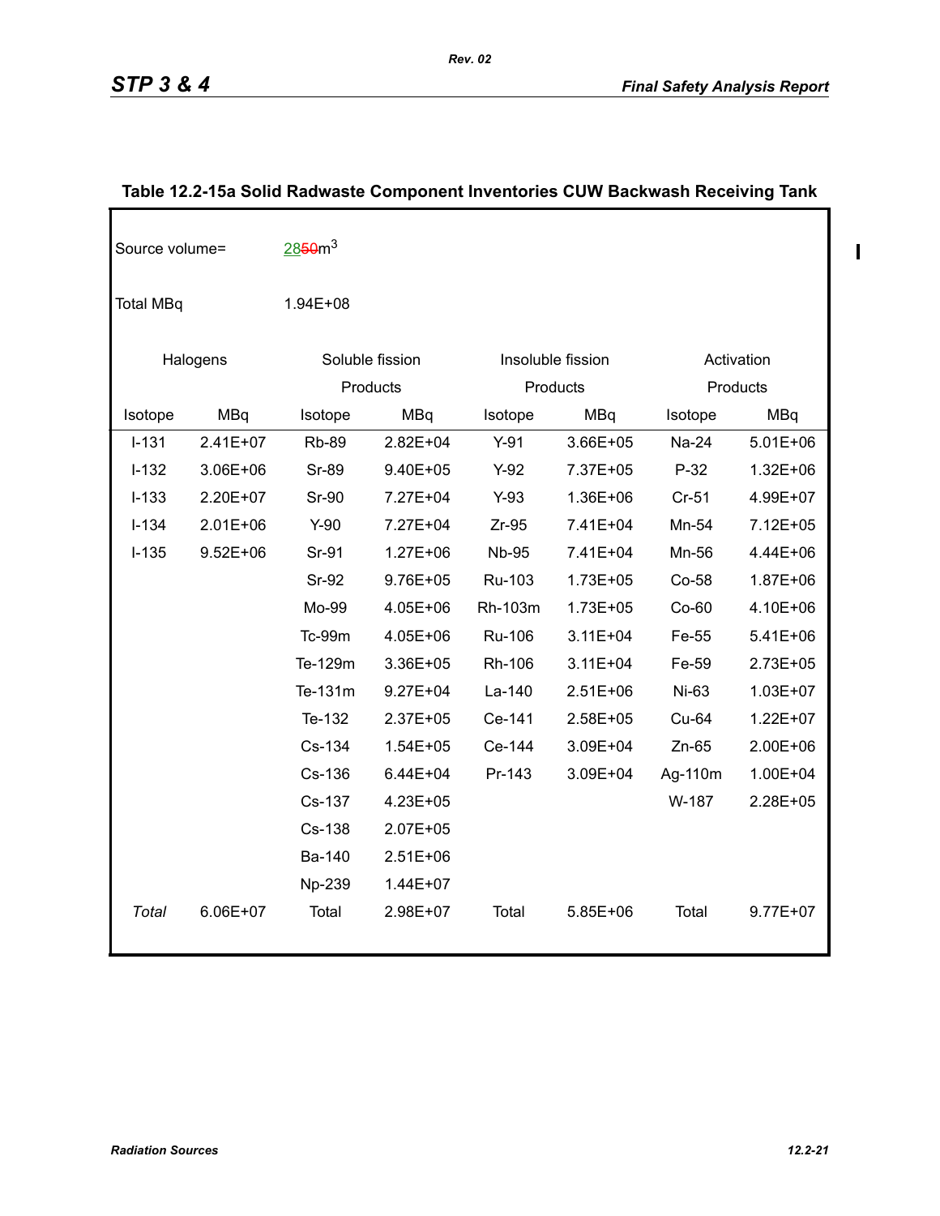## Table 12.2-15a Solid Radwaste Component Inventories CUW Backwash Receiving Tank

Source volume= 2850m$^3$

Total MBq 1.94E+08

| Halogens | | Soluble fission Products | | Insoluble fission Products | | Activation Products | |
|---|---|---|---|---|---|---|---|
| Isotope | MBq | Isotope | MBq | Isotope | MBq | Isotope | MBq |
| I-131 | 2.41E+07 | Rb-89 | 2.82E+04 | Y-91 | 3.66E+05 | Na-24 | 5.01E+06 |
| I-132 | 3.06E+06 | Sr-89 | 9.40E+05 | Y-92 | 7.37E+05 | P-32 | 1.32E+06 |
| I-133 | 2.20E+07 | Sr-90 | 7.27E+04 | Y-93 | 1.36E+06 | Cr-51 | 4.99E+07 |
| I-134 | 2.01E+06 | Y-90 | 7.27E+04 | Zr-95 | 7.41E+04 | Mn-54 | 7.12E+05 |
| I-135 | 9.52E+06 | Sr-91 | 1.27E+06 | Nb-95 | 7.41E+04 | Mn-56 | 4.44E+06 |
| | | Sr-92 | 9.76E+05 | Ru-103 | 1.73E+05 | Co-58 | 1.87E+06 |
| | | Mo-99 | 4.05E+06 | Rh-103m | 1.73E+05 | Co-60 | 4.10E+06 |
| | | Tc-99m | 4.05E+06 | Ru-106 | 3.11E+04 | Fe-55 | 5.41E+06 |
| | | Te-129m | 3.36E+05 | Rh-106 | 3.11E+04 | Fe-59 | 2.73E+05 |
| | | Te-131m | 9.27E+04 | La-140 | 2.51E+06 | Ni-63 | 1.03E+07 |
| | | Te-132 | 2.37E+05 | Ce-141 | 2.58E+05 | Cu-64 | 1.22E+07 |
| | | Cs-134 | 1.54E+05 | Ce-144 | 3.09E+04 | Zn-65 | 2.00E+06 |
| | | Cs-136 | 6.44E+04 | Pr-143 | 3.09E+04 | Ag-110m | 1.00E+04 |
| | | Cs-137 | 4.23E+05 | | | W-187 | 2.28E+05 |
| | | Cs-138 | 2.07E+05 | | | | |
| | | Ba-140 | 2.51E+06 | | | | |
| | | Np-239 | 1.44E+07 | | | | |
| *Total* | 6.06E+07 | Total | 2.98E+07 | Total | 5.85E+06 | Total | 9.77E+07 |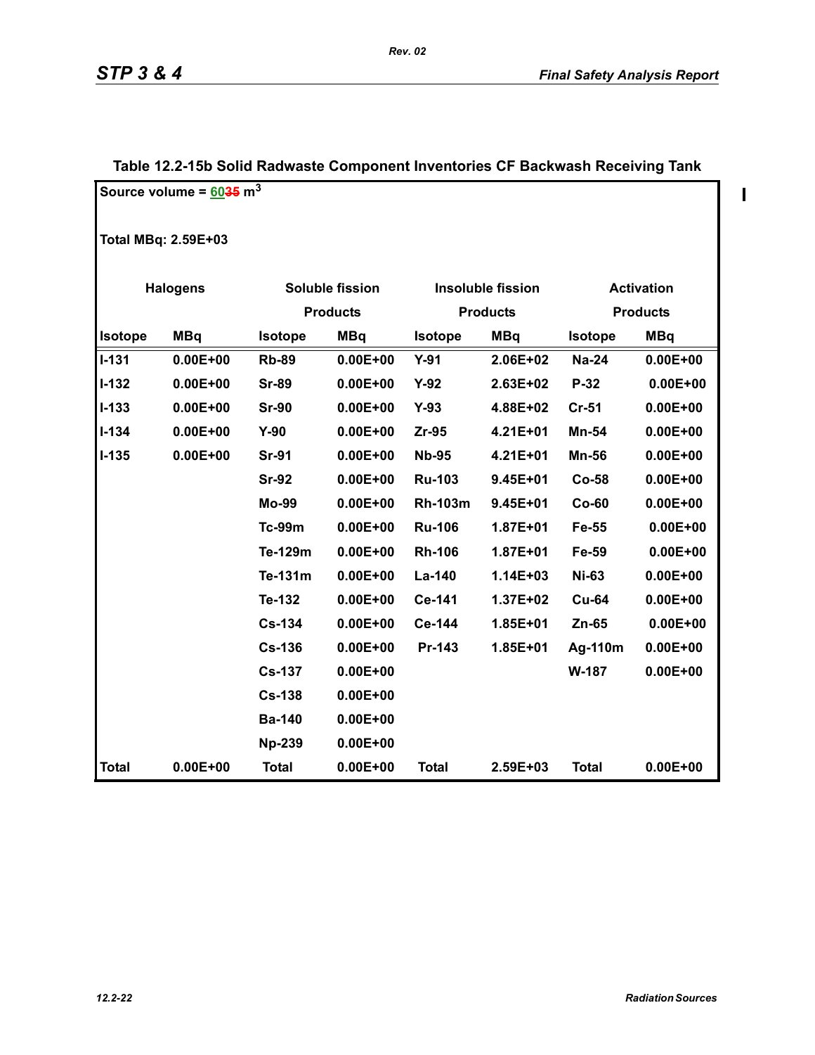**Table 12.2-15b Solid Radwaste Component Inventories CF Backwash Receiving Tank**

Source volume = 6035 m$^3$

Total MBq: 2.59E+03

| Halogens | | Soluble fission Products | | Insoluble fission Products | | Activation Products | |
|---|---|---|---|---|---|---|---|
| Isotope | MBq | Isotope | MBq | Isotope | MBq | Isotope | MBq |
| I-131 | 0.00E+00 | Rb-89 | 0.00E+00 | Y-91 | 2.06E+02 | Na-24 | 0.00E+00 |
| I-132 | 0.00E+00 | Sr-89 | 0.00E+00 | Y-92 | 2.63E+02 | P-32 | 0.00E+00 |
| I-133 | 0.00E+00 | Sr-90 | 0.00E+00 | Y-93 | 4.88E+02 | Cr-51 | 0.00E+00 |
| I-134 | 0.00E+00 | Y-90 | 0.00E+00 | Zr-95 | 4.21E+01 | Mn-54 | 0.00E+00 |
| I-135 | 0.00E+00 | Sr-91 | 0.00E+00 | Nb-95 | 4.21E+01 | Mn-56 | 0.00E+00 |
| | | Sr-92 | 0.00E+00 | Ru-103 | 9.45E+01 | Co-58 | 0.00E+00 |
| | | Mo-99 | 0.00E+00 | Rh-103m | 9.45E+01 | Co-60 | 0.00E+00 |
| | | Tc-99m | 0.00E+00 | Ru-106 | 1.87E+01 | Fe-55 | 0.00E+00 |
| | | Te-129m | 0.00E+00 | Rh-106 | 1.87E+01 | Fe-59 | 0.00E+00 |
| | | Te-131m | 0.00E+00 | La-140 | 1.14E+03 | Ni-63 | 0.00E+00 |
| | | Te-132 | 0.00E+00 | Ce-141 | 1.37E+02 | Cu-64 | 0.00E+00 |
| | | Cs-134 | 0.00E+00 | Ce-144 | 1.85E+01 | Zn-65 | 0.00E+00 |
| | | Cs-136 | 0.00E+00 | Pr-143 | 1.85E+01 | Ag-110m | 0.00E+00 |
| | | Cs-137 | 0.00E+00 | | | W-187 | 0.00E+00 |
| | | Cs-138 | 0.00E+00 | | | | |
| | | Ba-140 | 0.00E+00 | | | | |
| | | Np-239 | 0.00E+00 | | | | |
| Total | 0.00E+00 | Total | 0.00E+00 | Total | 2.59E+03 | Total | 0.00E+00 |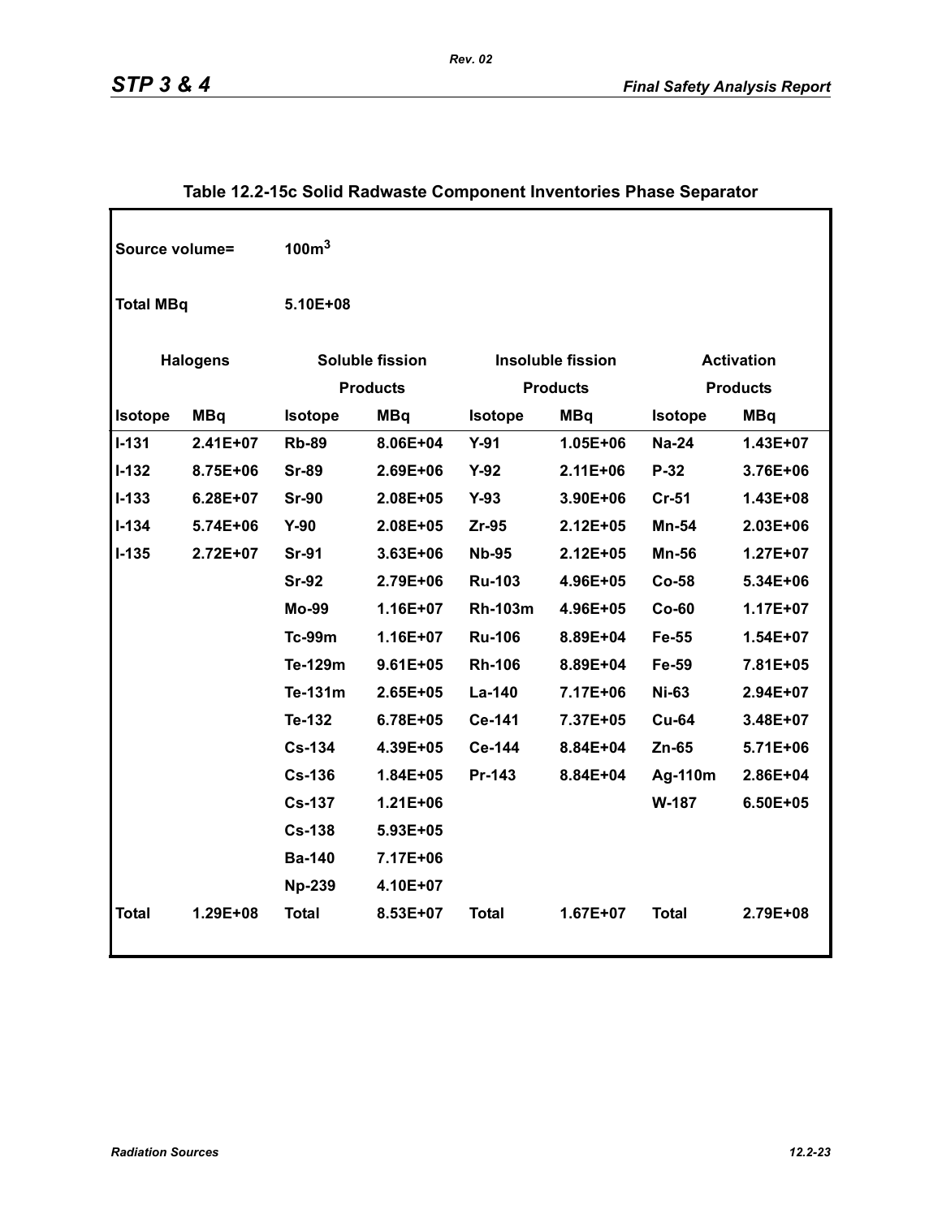## Table 12.2-15c Solid Radwaste Component Inventories Phase Separator

Source volume= $100m^3$

Total MBq 5.10E+08

| Halogens | | Soluble fission Products | | Insoluble fission Products | | Activation Products | |
|---|---|---|---|---|---|---|---|
| **Isotope** | **MBq** | **Isotope** | **MBq** | **Isotope** | **MBq** | **Isotope** | **MBq** |
| I-131 | 2.41E+07 | Rb-89 | 8.06E+04 | Y-91 | 1.05E+06 | Na-24 | 1.43E+07 |
| I-132 | 8.75E+06 | Sr-89 | 2.69E+06 | Y-92 | 2.11E+06 | P-32 | 3.76E+06 |
| I-133 | 6.28E+07 | Sr-90 | 2.08E+05 | Y-93 | 3.90E+06 | Cr-51 | 1.43E+08 |
| I-134 | 5.74E+06 | Y-90 | 2.08E+05 | Zr-95 | 2.12E+05 | Mn-54 | 2.03E+06 |
| I-135 | 2.72E+07 | Sr-91 | 3.63E+06 | Nb-95 | 2.12E+05 | Mn-56 | 1.27E+07 |
| | | Sr-92 | 2.79E+06 | Ru-103 | 4.96E+05 | Co-58 | 5.34E+06 |
| | | Mo-99 | 1.16E+07 | Rh-103m | 4.96E+05 | Co-60 | 1.17E+07 |
| | | Tc-99m | 1.16E+07 | Ru-106 | 8.89E+04 | Fe-55 | 1.54E+07 |
| | | Te-129m | 9.61E+05 | Rh-106 | 8.89E+04 | Fe-59 | 7.81E+05 |
| | | Te-131m | 2.65E+05 | La-140 | 7.17E+06 | Ni-63 | 2.94E+07 |
| | | Te-132 | 6.78E+05 | Ce-141 | 7.37E+05 | Cu-64 | 3.48E+07 |
| | | Cs-134 | 4.39E+05 | Ce-144 | 8.84E+04 | Zn-65 | 5.71E+06 |
| | | Cs-136 | 1.84E+05 | Pr-143 | 8.84E+04 | Ag-110m | 2.86E+04 |
| | | Cs-137 | 1.21E+06 | | | W-187 | 6.50E+05 |
| | | Cs-138 | 5.93E+05 | | | | |
| | | Ba-140 | 7.17E+06 | | | | |
| | | Np-239 | 4.10E+07 | | | | |
| **Total** | 1.29E+08 | **Total** | 8.53E+07 | **Total** | 1.67E+07 | **Total** | 2.79E+08 |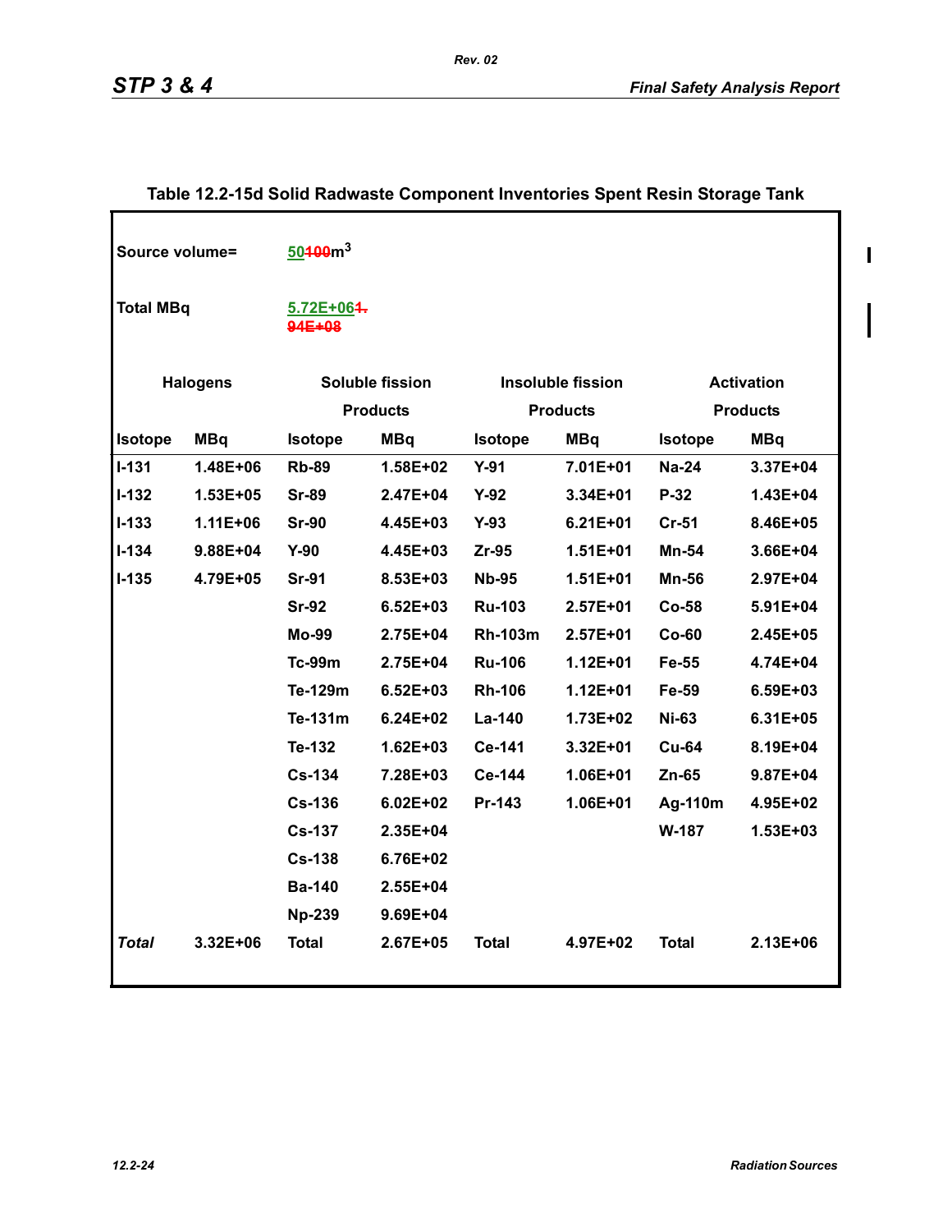### Table 12.2-15d Solid Radwaste Component Inventories Spent Resin Storage Tank

Source volume= ~~100~~ 50 $m^3$

Total MBq ~~1.94E+08~~ 5.72E+06

| Halogens | | Soluble fission Products | | Insoluble fission Products | | Activation Products | |
|---|---|---|---|---|---|---|---|
| Isotope | MBq | Isotope | MBq | Isotope | MBq | Isotope | MBq |
| I-131 | 1.48E+06 | Rb-89 | 1.58E+02 | Y-91 | 7.01E+01 | Na-24 | 3.37E+04 |
| I-132 | 1.53E+05 | Sr-89 | 2.47E+04 | Y-92 | 3.34E+01 | P-32 | 1.43E+04 |
| I-133 | 1.11E+06 | Sr-90 | 4.45E+03 | Y-93 | 6.21E+01 | Cr-51 | 8.46E+05 |
| I-134 | 9.88E+04 | Y-90 | 4.45E+03 | Zr-95 | 1.51E+01 | Mn-54 | 3.66E+04 |
| I-135 | 4.79E+05 | Sr-91 | 8.53E+03 | Nb-95 | 1.51E+01 | Mn-56 | 2.97E+04 |
| | | Sr-92 | 6.52E+03 | Ru-103 | 2.57E+01 | Co-58 | 5.91E+04 |
| | | Mo-99 | 2.75E+04 | Rh-103m | 2.57E+01 | Co-60 | 2.45E+05 |
| | | Tc-99m | 2.75E+04 | Ru-106 | 1.12E+01 | Fe-55 | 4.74E+04 |
| | | Te-129m | 6.52E+03 | Rh-106 | 1.12E+01 | Fe-59 | 6.59E+03 |
| | | Te-131m | 6.24E+02 | La-140 | 1.73E+02 | Ni-63 | 6.31E+05 |
| | | Te-132 | 1.62E+03 | Ce-141 | 3.32E+01 | Cu-64 | 8.19E+04 |
| | | Cs-134 | 7.28E+03 | Ce-144 | 1.06E+01 | Zn-65 | 9.87E+04 |
| | | Cs-136 | 6.02E+02 | Pr-143 | 1.06E+01 | Ag-110m | 4.95E+02 |
| | | Cs-137 | 2.35E+04 | | | W-187 | 1.53E+03 |
| | | Cs-138 | 6.76E+02 | | | | |
| | | Ba-140 | 2.55E+04 | | | | |
| | | Np-239 | 9.69E+04 | | | | |
| *Total* | 3.32E+06 | Total | 2.67E+05 | Total | 4.97E+02 | Total | 2.13E+06 |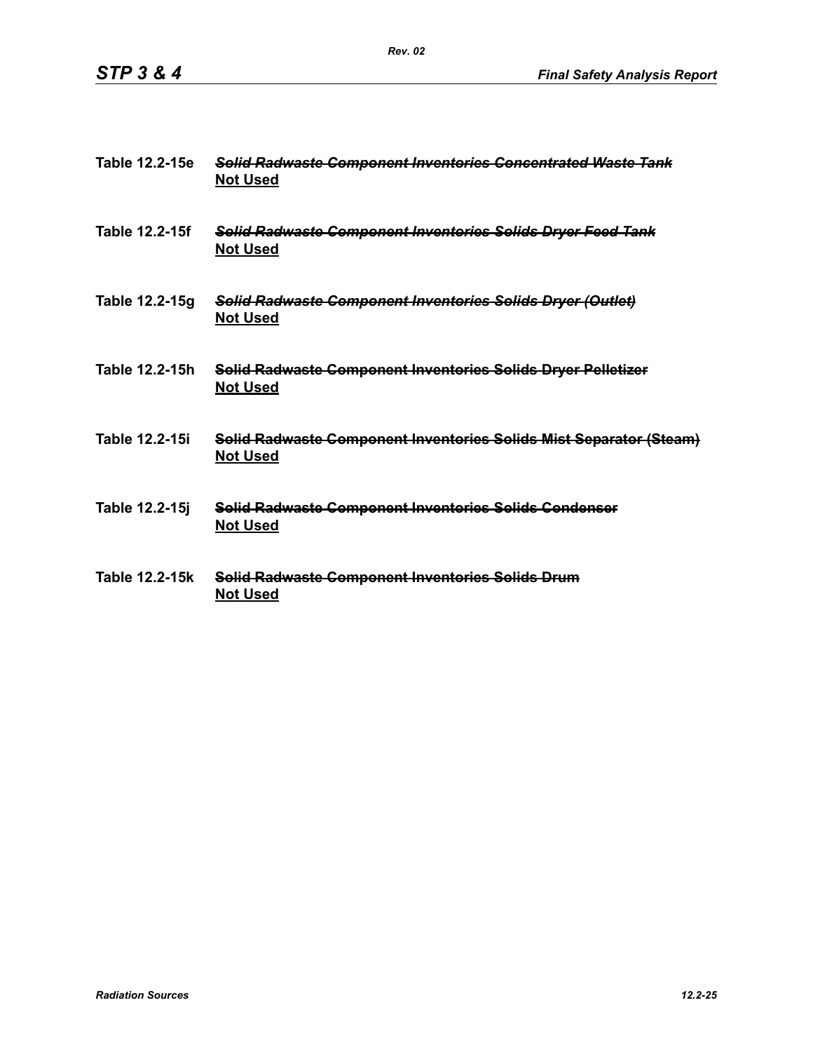**Table 12.2-15e** ~~*Solid Radwaste Component Inventories Concentrated Waste Tank*~~
**Not Used**

**Table 12.2-15f** ~~*Solid Radwaste Component Inventories Solids Dryer Feed Tank*~~
**Not Used**

**Table 12.2-15g** ~~*Solid Radwaste Component Inventories Solids Dryer (Outlet)*~~
**Not Used**

**Table 12.2-15h** ~~**Solid Radwaste Component Inventories Solids Dryer Pelletizer**~~
**Not Used**

**Table 12.2-15i** ~~**Solid Radwaste Component Inventories Solids Mist Separator (Steam)**~~
**Not Used**

**Table 12.2-15j** ~~**Solid Radwaste Component Inventories Solids Condenser**~~
**Not Used**

**Table 12.2-15k** ~~**Solid Radwaste Component Inventories Solids Drum**~~
**Not Used**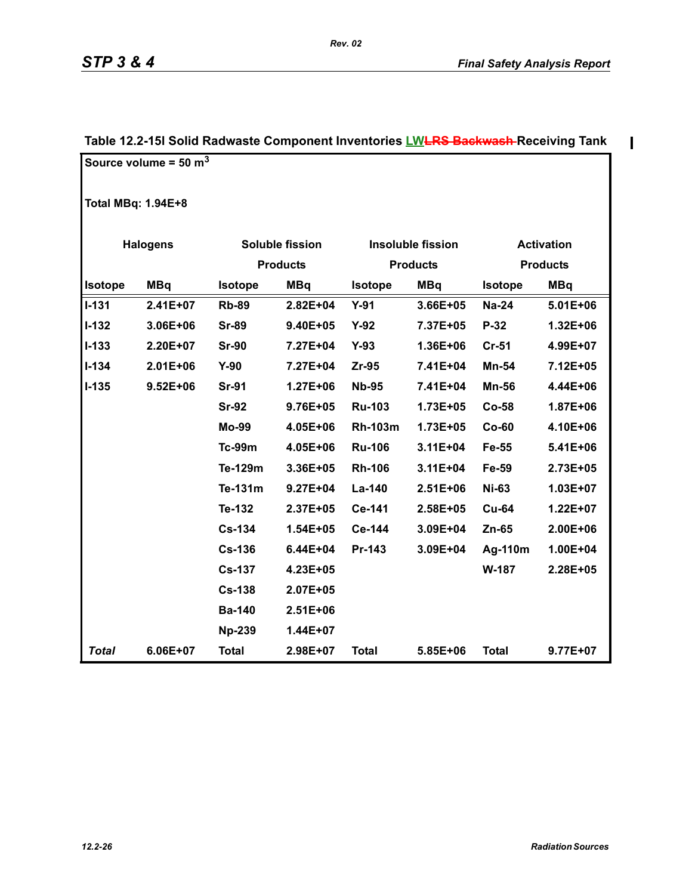### Table 12.2-15l Solid Radwaste Component Inventories LW~~LRS Backwash~~ Receiving Tank

Source volume = 50 $m^3$

Total MBq: 1.94E+8

| Halogens | | Soluble fission Products | | Insoluble fission Products | | Activation Products | |
|---|---|---|---|---|---|---|---|
| Isotope | MBq | Isotope | MBq | Isotope | MBq | Isotope | MBq |
| I-131 | 2.41E+07 | Rb-89 | 2.82E+04 | Y-91 | 3.66E+05 | Na-24 | 5.01E+06 |
| I-132 | 3.06E+06 | Sr-89 | 9.40E+05 | Y-92 | 7.37E+05 | P-32 | 1.32E+06 |
| I-133 | 2.20E+07 | Sr-90 | 7.27E+04 | Y-93 | 1.36E+06 | Cr-51 | 4.99E+07 |
| I-134 | 2.01E+06 | Y-90 | 7.27E+04 | Zr-95 | 7.41E+04 | Mn-54 | 7.12E+05 |
| I-135 | 9.52E+06 | Sr-91 | 1.27E+06 | Nb-95 | 7.41E+04 | Mn-56 | 4.44E+06 |
| | | Sr-92 | 9.76E+05 | Ru-103 | 1.73E+05 | Co-58 | 1.87E+06 |
| | | Mo-99 | 4.05E+06 | Rh-103m | 1.73E+05 | Co-60 | 4.10E+06 |
| | | Tc-99m | 4.05E+06 | Ru-106 | 3.11E+04 | Fe-55 | 5.41E+06 |
| | | Te-129m | 3.36E+05 | Rh-106 | 3.11E+04 | Fe-59 | 2.73E+05 |
| | | Te-131m | 9.27E+04 | La-140 | 2.51E+06 | Ni-63 | 1.03E+07 |
| | | Te-132 | 2.37E+05 | Ce-141 | 2.58E+05 | Cu-64 | 1.22E+07 |
| | | Cs-134 | 1.54E+05 | Ce-144 | 3.09E+04 | Zn-65 | 2.00E+06 |
| | | Cs-136 | 6.44E+04 | Pr-143 | 3.09E+04 | Ag-110m | 1.00E+04 |
| | | Cs-137 | 4.23E+05 | | | W-187 | 2.28E+05 |
| | | Cs-138 | 2.07E+05 | | | | |
| | | Ba-140 | 2.51E+06 | | | | |
| | | Np-239 | 1.44E+07 | | | | |
| *Total* | 6.06E+07 | Total | 2.98E+07 | Total | 5.85E+06 | Total | 9.77E+07 |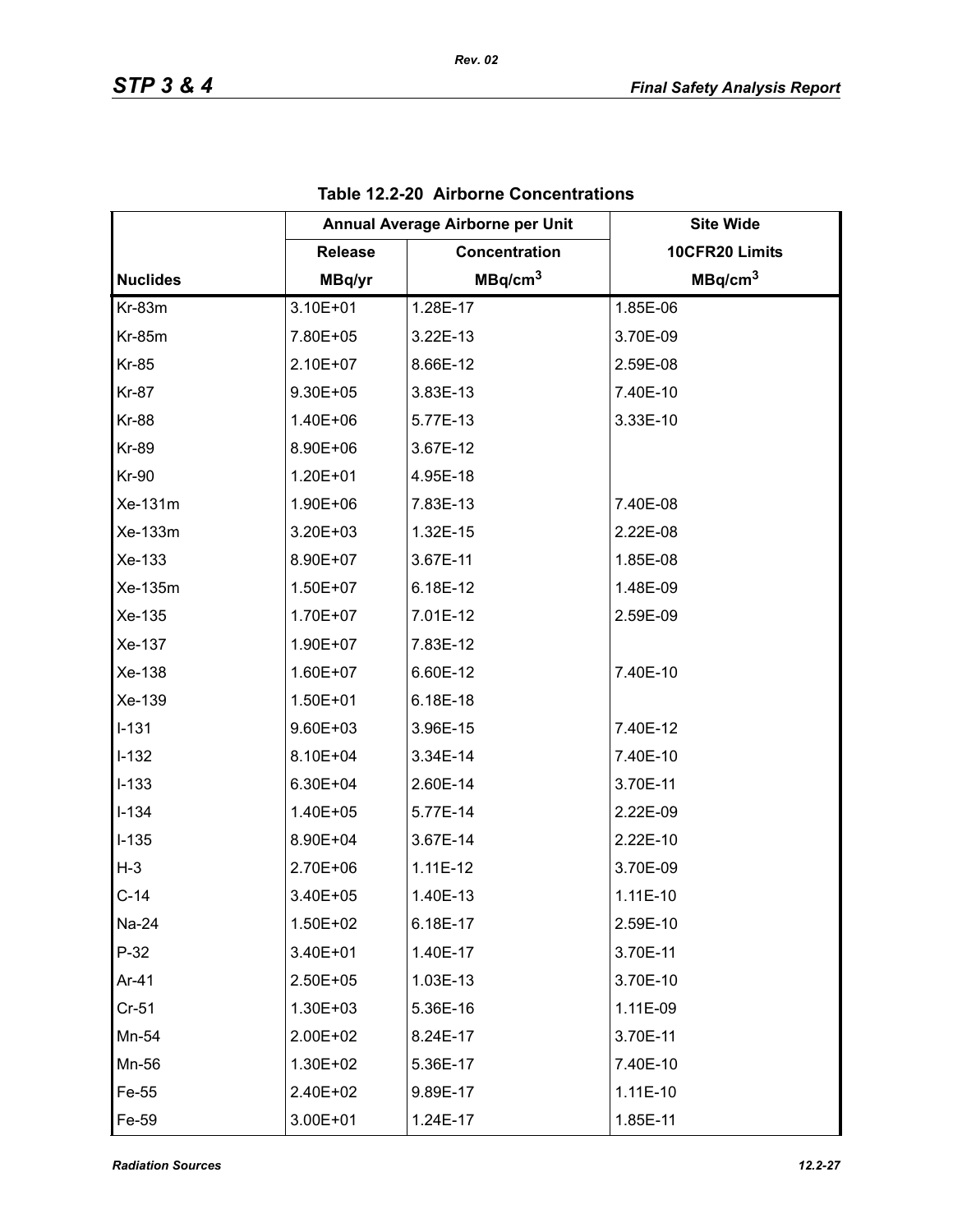**Table 12.2-20 Airborne Concentrations**

| | Annual Average Airborne per Unit | | Site Wide |
|---|---|---|---|
| | Release | Concentration | 10CFR20 Limits |
| Nuclides | MBq/yr | $MBq/cm^3$ | $MBq/cm^3$ |
| Kr-83m | 3.10E+01 | 1.28E-17 | 1.85E-06 |
| Kr-85m | 7.80E+05 | 3.22E-13 | 3.70E-09 |
| Kr-85 | 2.10E+07 | 8.66E-12 | 2.59E-08 |
| Kr-87 | 9.30E+05 | 3.83E-13 | 7.40E-10 |
| Kr-88 | 1.40E+06 | 5.77E-13 | 3.33E-10 |
| Kr-89 | 8.90E+06 | 3.67E-12 | |
| Kr-90 | 1.20E+01 | 4.95E-18 | |
| Xe-131m | 1.90E+06 | 7.83E-13 | 7.40E-08 |
| Xe-133m | 3.20E+03 | 1.32E-15 | 2.22E-08 |
| Xe-133 | 8.90E+07 | 3.67E-11 | 1.85E-08 |
| Xe-135m | 1.50E+07 | 6.18E-12 | 1.48E-09 |
| Xe-135 | 1.70E+07 | 7.01E-12 | 2.59E-09 |
| Xe-137 | 1.90E+07 | 7.83E-12 | |
| Xe-138 | 1.60E+07 | 6.60E-12 | 7.40E-10 |
| Xe-139 | 1.50E+01 | 6.18E-18 | |
| I-131 | 9.60E+03 | 3.96E-15 | 7.40E-12 |
| I-132 | 8.10E+04 | 3.34E-14 | 7.40E-10 |
| I-133 | 6.30E+04 | 2.60E-14 | 3.70E-11 |
| I-134 | 1.40E+05 | 5.77E-14 | 2.22E-09 |
| I-135 | 8.90E+04 | 3.67E-14 | 2.22E-10 |
| H-3 | 2.70E+06 | 1.11E-12 | 3.70E-09 |
| C-14 | 3.40E+05 | 1.40E-13 | 1.11E-10 |
| Na-24 | 1.50E+02 | 6.18E-17 | 2.59E-10 |
| P-32 | 3.40E+01 | 1.40E-17 | 3.70E-11 |
| Ar-41 | 2.50E+05 | 1.03E-13 | 3.70E-10 |
| Cr-51 | 1.30E+03 | 5.36E-16 | 1.11E-09 |
| Mn-54 | 2.00E+02 | 8.24E-17 | 3.70E-11 |
| Mn-56 | 1.30E+02 | 5.36E-17 | 7.40E-10 |
| Fe-55 | 2.40E+02 | 9.89E-17 | 1.11E-10 |
| Fe-59 | 3.00E+01 | 1.24E-17 | 1.85E-11 |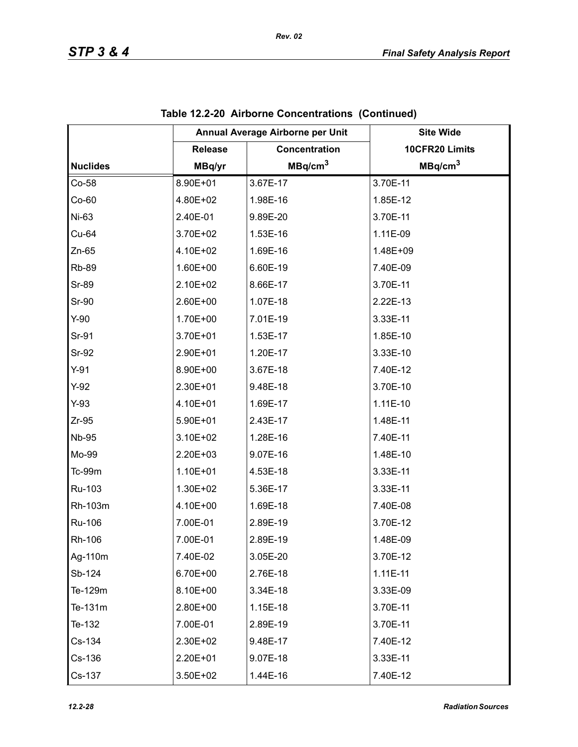**Table 12.2-20 Airborne Concentrations (Continued)**

| | Annual Average Airborne per Unit | | Site Wide |
|---|---|---|---|
| | Release | Concentration | 10CFR20 Limits |
| Nuclides | MBq/yr | MBq/cm$^3$ | MBq/cm$^3$ |
| Co-58 | 8.90E+01 | 3.67E-17 | 3.70E-11 |
| Co-60 | 4.80E+02 | 1.98E-16 | 1.85E-12 |
| Ni-63 | 2.40E-01 | 9.89E-20 | 3.70E-11 |
| Cu-64 | 3.70E+02 | 1.53E-16 | 1.11E-09 |
| Zn-65 | 4.10E+02 | 1.69E-16 | 1.48E+09 |
| Rb-89 | 1.60E+00 | 6.60E-19 | 7.40E-09 |
| Sr-89 | 2.10E+02 | 8.66E-17 | 3.70E-11 |
| Sr-90 | 2.60E+00 | 1.07E-18 | 2.22E-13 |
| Y-90 | 1.70E+00 | 7.01E-19 | 3.33E-11 |
| Sr-91 | 3.70E+01 | 1.53E-17 | 1.85E-10 |
| Sr-92 | 2.90E+01 | 1.20E-17 | 3.33E-10 |
| Y-91 | 8.90E+00 | 3.67E-18 | 7.40E-12 |
| Y-92 | 2.30E+01 | 9.48E-18 | 3.70E-10 |
| Y-93 | 4.10E+01 | 1.69E-17 | 1.11E-10 |
| Zr-95 | 5.90E+01 | 2.43E-17 | 1.48E-11 |
| Nb-95 | 3.10E+02 | 1.28E-16 | 7.40E-11 |
| Mo-99 | 2.20E+03 | 9.07E-16 | 1.48E-10 |
| Tc-99m | 1.10E+01 | 4.53E-18 | 3.33E-11 |
| Ru-103 | 1.30E+02 | 5.36E-17 | 3.33E-11 |
| Rh-103m | 4.10E+00 | 1.69E-18 | 7.40E-08 |
| Ru-106 | 7.00E-01 | 2.89E-19 | 3.70E-12 |
| Rh-106 | 7.00E-01 | 2.89E-19 | 1.48E-09 |
| Ag-110m | 7.40E-02 | 3.05E-20 | 3.70E-12 |
| Sb-124 | 6.70E+00 | 2.76E-18 | 1.11E-11 |
| Te-129m | 8.10E+00 | 3.34E-18 | 3.33E-09 |
| Te-131m | 2.80E+00 | 1.15E-18 | 3.70E-11 |
| Te-132 | 7.00E-01 | 2.89E-19 | 3.70E-11 |
| Cs-134 | 2.30E+02 | 9.48E-17 | 7.40E-12 |
| Cs-136 | 2.20E+01 | 9.07E-18 | 3.33E-11 |
| Cs-137 | 3.50E+02 | 1.44E-16 | 7.40E-12 |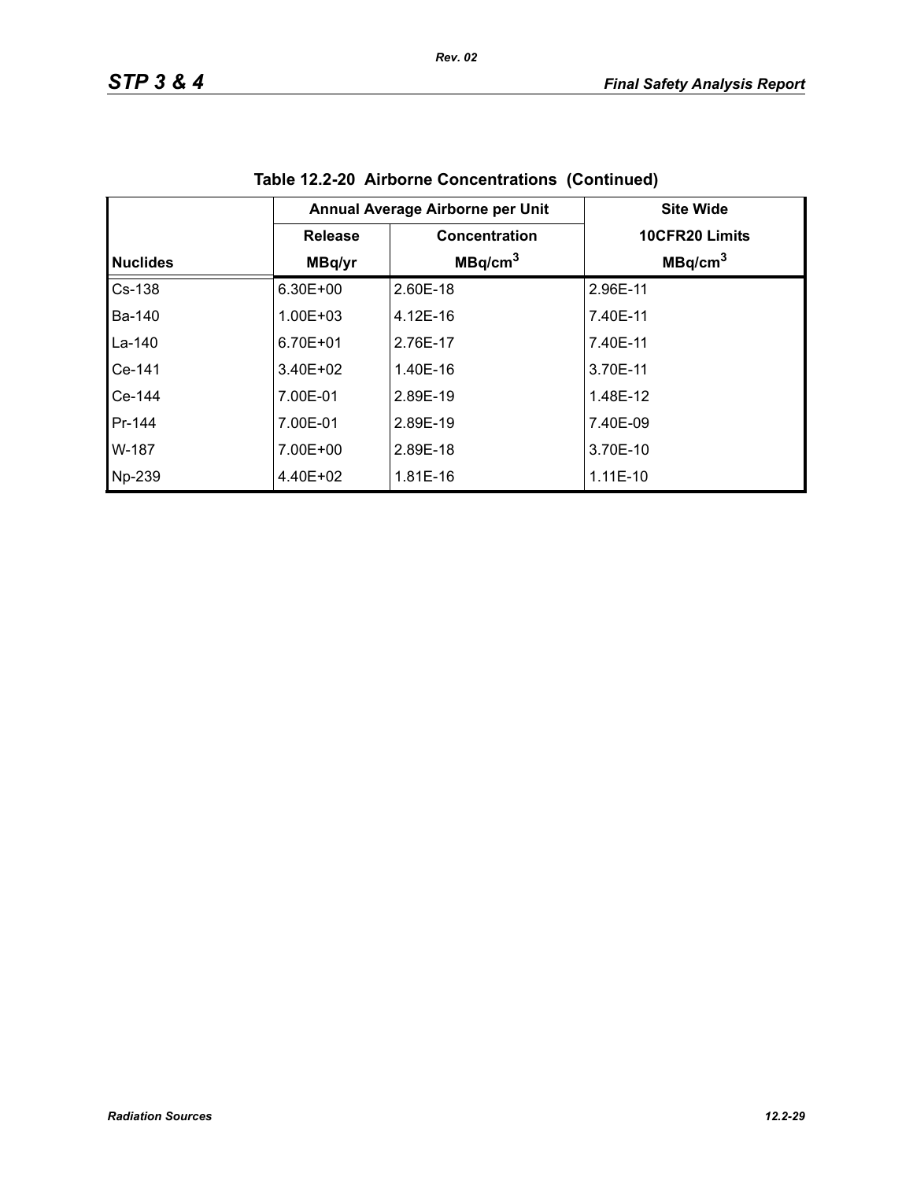**Table 12.2-20 Airborne Concentrations (Continued)**

| | Annual Average Airborne per Unit | | Site Wide |
|---|---|---|---|
| | Release | Concentration | 10CFR20 Limits |
| Nuclides | MBq/yr | MBq/cm$^3$ | MBq/cm$^3$ |
| Cs-138 | 6.30E+00 | 2.60E-18 | 2.96E-11 |
| Ba-140 | 1.00E+03 | 4.12E-16 | 7.40E-11 |
| La-140 | 6.70E+01 | 2.76E-17 | 7.40E-11 |
| Ce-141 | 3.40E+02 | 1.40E-16 | 3.70E-11 |
| Ce-144 | 7.00E-01 | 2.89E-19 | 1.48E-12 |
| Pr-144 | 7.00E-01 | 2.89E-19 | 7.40E-09 |
| W-187 | 7.00E+00 | 2.89E-18 | 3.70E-10 |
| Np-239 | 4.40E+02 | 1.81E-16 | 1.11E-10 |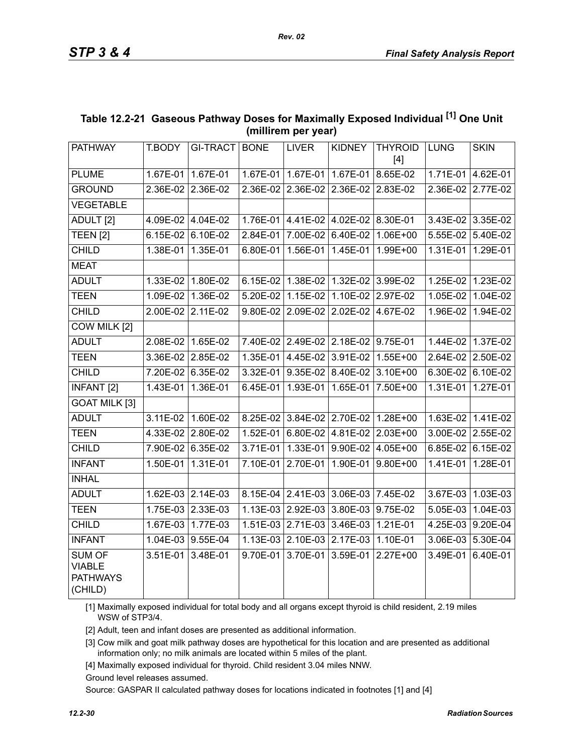**Table 12.2-21 Gaseous Pathway Doses for Maximally Exposed Individual [1] One Unit (millirem per year)**

| PATHWAY | T.BODY | GI-TRACT | BONE | LIVER | KIDNEY | THYROID [4] | LUNG | SKIN |
|---|---|---|---|---|---|---|---|---|
| PLUME | 1.67E-01 | 1.67E-01 | 1.67E-01 | 1.67E-01 | 1.67E-01 | 8.65E-02 | 1.71E-01 | 4.62E-01 |
| GROUND | 2.36E-02 | 2.36E-02 | 2.36E-02 | 2.36E-02 | 2.36E-02 | 2.83E-02 | 2.36E-02 | 2.77E-02 |
| VEGETABLE | | | | | | | | |
| ADULT [2] | 4.09E-02 | 4.04E-02 | 1.76E-01 | 4.41E-02 | 4.02E-02 | 8.30E-01 | 3.43E-02 | 3.35E-02 |
| TEEN [2] | 6.15E-02 | 6.10E-02 | 2.84E-01 | 7.00E-02 | 6.40E-02 | 1.06E+00 | 5.55E-02 | 5.40E-02 |
| CHILD | 1.38E-01 | 1.35E-01 | 6.80E-01 | 1.56E-01 | 1.45E-01 | 1.99E+00 | 1.31E-01 | 1.29E-01 |
| MEAT | | | | | | | | |
| ADULT | 1.33E-02 | 1.80E-02 | 6.15E-02 | 1.38E-02 | 1.32E-02 | 3.99E-02 | 1.25E-02 | 1.23E-02 |
| TEEN | 1.09E-02 | 1.36E-02 | 5.20E-02 | 1.15E-02 | 1.10E-02 | 2.97E-02 | 1.05E-02 | 1.04E-02 |
| CHILD | 2.00E-02 | 2.11E-02 | 9.80E-02 | 2.09E-02 | 2.02E-02 | 4.67E-02 | 1.96E-02 | 1.94E-02 |
| COW MILK [2] | | | | | | | | |
| ADULT | 2.08E-02 | 1.65E-02 | 7.40E-02 | 2.49E-02 | 2.18E-02 | 9.75E-01 | 1.44E-02 | 1.37E-02 |
| TEEN | 3.36E-02 | 2.85E-02 | 1.35E-01 | 4.45E-02 | 3.91E-02 | 1.55E+00 | 2.64E-02 | 2.50E-02 |
| CHILD | 7.20E-02 | 6.35E-02 | 3.32E-01 | 9.35E-02 | 8.40E-02 | 3.10E+00 | 6.30E-02 | 6.10E-02 |
| INFANT [2] | 1.43E-01 | 1.36E-01 | 6.45E-01 | 1.93E-01 | 1.65E-01 | 7.50E+00 | 1.31E-01 | 1.27E-01 |
| GOAT MILK [3] | | | | | | | | |
| ADULT | 3.11E-02 | 1.60E-02 | 8.25E-02 | 3.84E-02 | 2.70E-02 | 1.28E+00 | 1.63E-02 | 1.41E-02 |
| TEEN | 4.33E-02 | 2.80E-02 | 1.52E-01 | 6.80E-02 | 4.81E-02 | 2.03E+00 | 3.00E-02 | 2.55E-02 |
| CHILD | 7.90E-02 | 6.35E-02 | 3.71E-01 | 1.33E-01 | 9.90E-02 | 4.05E+00 | 6.85E-02 | 6.15E-02 |
| INFANT | 1.50E-01 | 1.31E-01 | 7.10E-01 | 2.70E-01 | 1.90E-01 | 9.80E+00 | 1.41E-01 | 1.28E-01 |
| INHAL | | | | | | | | |
| ADULT | 1.62E-03 | 2.14E-03 | 8.15E-04 | 2.41E-03 | 3.06E-03 | 7.45E-02 | 3.67E-03 | 1.03E-03 |
| TEEN | 1.75E-03 | 2.33E-03 | 1.13E-03 | 2.92E-03 | 3.80E-03 | 9.75E-02 | 5.05E-03 | 1.04E-03 |
| CHILD | 1.67E-03 | 1.77E-03 | 1.51E-03 | 2.71E-03 | 3.46E-03 | 1.21E-01 | 4.25E-03 | 9.20E-04 |
| INFANT | 1.04E-03 | 9.55E-04 | 1.13E-03 | 2.10E-03 | 2.17E-03 | 1.10E-01 | 3.06E-03 | 5.30E-04 |
| SUM OF VIABLE PATHWAYS (CHILD) | 3.51E-01 | 3.48E-01 | 9.70E-01 | 3.70E-01 | 3.59E-01 | 2.27E+00 | 3.49E-01 | 6.40E-01 |

[1] Maximally exposed individual for total body and all organs except thyroid is child resident, 2.19 miles WSW of STP3/4.

[2] Adult, teen and infant doses are presented as additional information.

[3] Cow milk and goat milk pathway doses are hypothetical for this location and are presented as additional information only; no milk animals are located within 5 miles of the plant.

[4] Maximally exposed individual for thyroid. Child resident 3.04 miles NNW.

Ground level releases assumed.

Source: GASPAR II calculated pathway doses for locations indicated in footnotes [1] and [4]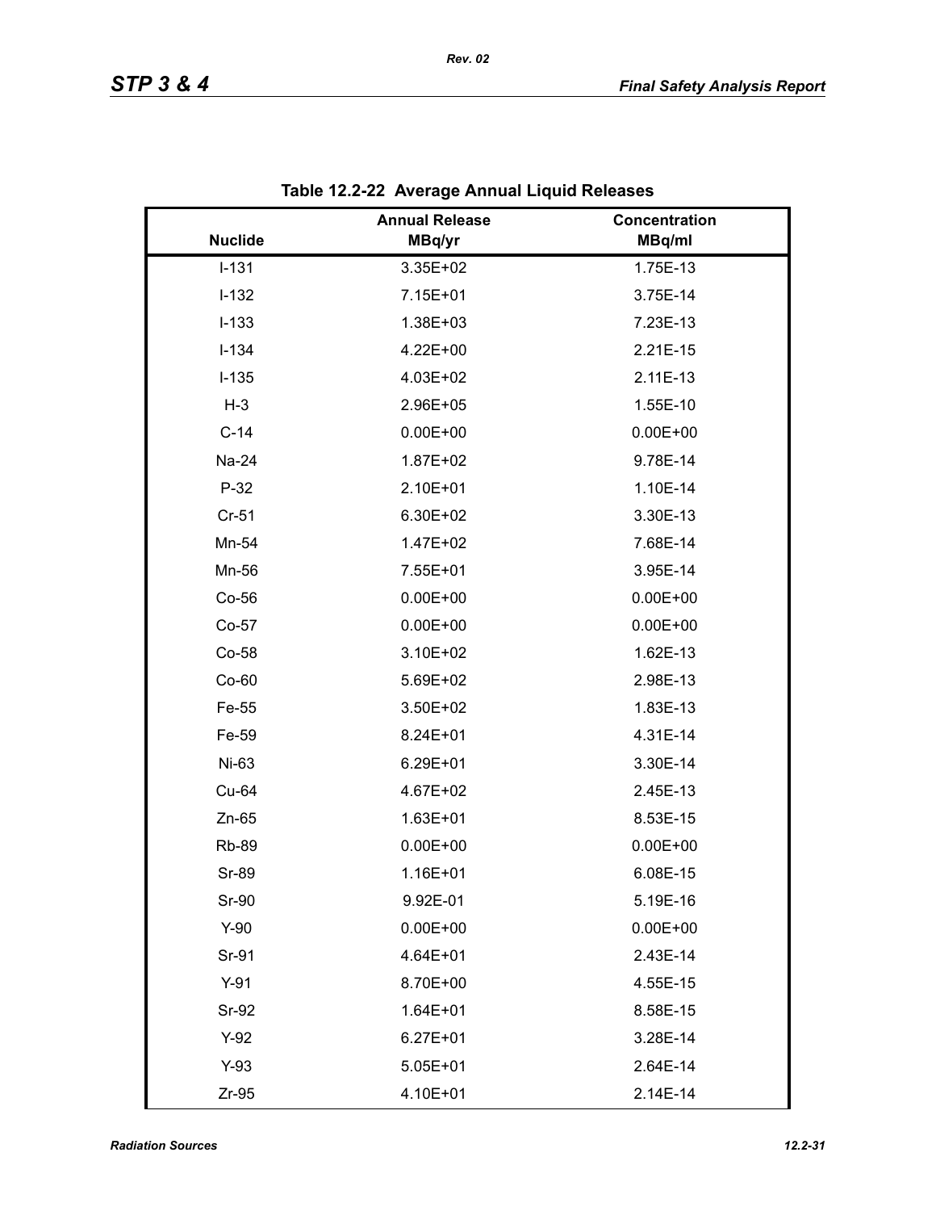**Table 12.2-22 Average Annual Liquid Releases**

| Nuclide | Annual Release MBq/yr | Concentration MBq/ml |
|---|---|---|
| I-131 | 3.35E+02 | 1.75E-13 |
| I-132 | 7.15E+01 | 3.75E-14 |
| I-133 | 1.38E+03 | 7.23E-13 |
| I-134 | 4.22E+00 | 2.21E-15 |
| I-135 | 4.03E+02 | 2.11E-13 |
| H-3 | 2.96E+05 | 1.55E-10 |
| C-14 | 0.00E+00 | 0.00E+00 |
| Na-24 | 1.87E+02 | 9.78E-14 |
| P-32 | 2.10E+01 | 1.10E-14 |
| Cr-51 | 6.30E+02 | 3.30E-13 |
| Mn-54 | 1.47E+02 | 7.68E-14 |
| Mn-56 | 7.55E+01 | 3.95E-14 |
| Co-56 | 0.00E+00 | 0.00E+00 |
| Co-57 | 0.00E+00 | 0.00E+00 |
| Co-58 | 3.10E+02 | 1.62E-13 |
| Co-60 | 5.69E+02 | 2.98E-13 |
| Fe-55 | 3.50E+02 | 1.83E-13 |
| Fe-59 | 8.24E+01 | 4.31E-14 |
| Ni-63 | 6.29E+01 | 3.30E-14 |
| Cu-64 | 4.67E+02 | 2.45E-13 |
| Zn-65 | 1.63E+01 | 8.53E-15 |
| Rb-89 | 0.00E+00 | 0.00E+00 |
| Sr-89 | 1.16E+01 | 6.08E-15 |
| Sr-90 | 9.92E-01 | 5.19E-16 |
| Y-90 | 0.00E+00 | 0.00E+00 |
| Sr-91 | 4.64E+01 | 2.43E-14 |
| Y-91 | 8.70E+00 | 4.55E-15 |
| Sr-92 | 1.64E+01 | 8.58E-15 |
| Y-92 | 6.27E+01 | 3.28E-14 |
| Y-93 | 5.05E+01 | 2.64E-14 |
| Zr-95 | 4.10E+01 | 2.14E-14 |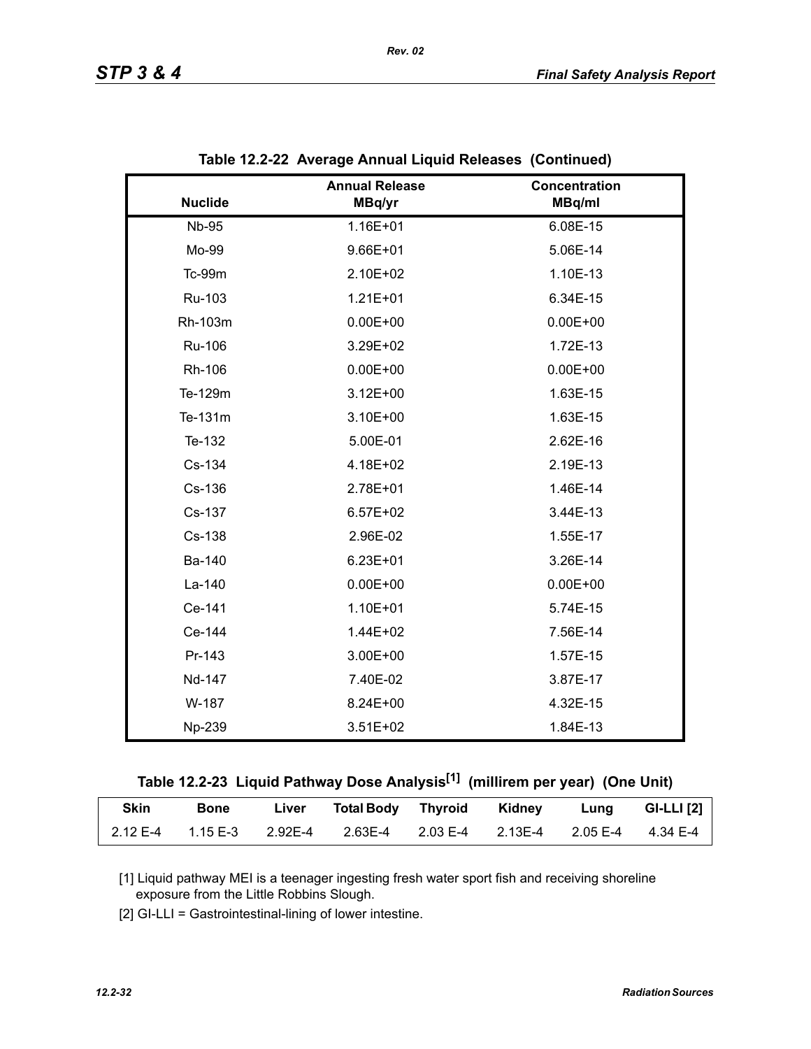**Table 12.2-22 Average Annual Liquid Releases (Continued)**

| Nuclide | Annual Release MBq/yr | Concentration MBq/ml |
|---|---|---|
| Nb-95 | 1.16E+01 | 6.08E-15 |
| Mo-99 | 9.66E+01 | 5.06E-14 |
| Tc-99m | 2.10E+02 | 1.10E-13 |
| Ru-103 | 1.21E+01 | 6.34E-15 |
| Rh-103m | 0.00E+00 | 0.00E+00 |
| Ru-106 | 3.29E+02 | 1.72E-13 |
| Rh-106 | 0.00E+00 | 0.00E+00 |
| Te-129m | 3.12E+00 | 1.63E-15 |
| Te-131m | 3.10E+00 | 1.63E-15 |
| Te-132 | 5.00E-01 | 2.62E-16 |
| Cs-134 | 4.18E+02 | 2.19E-13 |
| Cs-136 | 2.78E+01 | 1.46E-14 |
| Cs-137 | 6.57E+02 | 3.44E-13 |
| Cs-138 | 2.96E-02 | 1.55E-17 |
| Ba-140 | 6.23E+01 | 3.26E-14 |
| La-140 | 0.00E+00 | 0.00E+00 |
| Ce-141 | 1.10E+01 | 5.74E-15 |
| Ce-144 | 1.44E+02 | 7.56E-14 |
| Pr-143 | 3.00E+00 | 1.57E-15 |
| Nd-147 | 7.40E-02 | 3.87E-17 |
| W-187 | 8.24E+00 | 4.32E-15 |
| Np-239 | 3.51E+02 | 1.84E-13 |

**Table 12.2-23 Liquid Pathway Dose Analysis[1] (millirem per year) (One Unit)**

| Skin | Bone | Liver | Total Body | Thyroid | Kidney | Lung | GI-LLI [2] |
|---|---|---|---|---|---|---|---|
| 2.12 E-4 | 1.15 E-3 | 2.92E-4 | 2.63E-4 | 2.03 E-4 | 2.13E-4 | 2.05 E-4 | 4.34 E-4 |

[1] Liquid pathway MEI is a teenager ingesting fresh water sport fish and receiving shoreline exposure from the Little Robbins Slough.

[2] GI-LLI = Gastrointestinal-lining of lower intestine.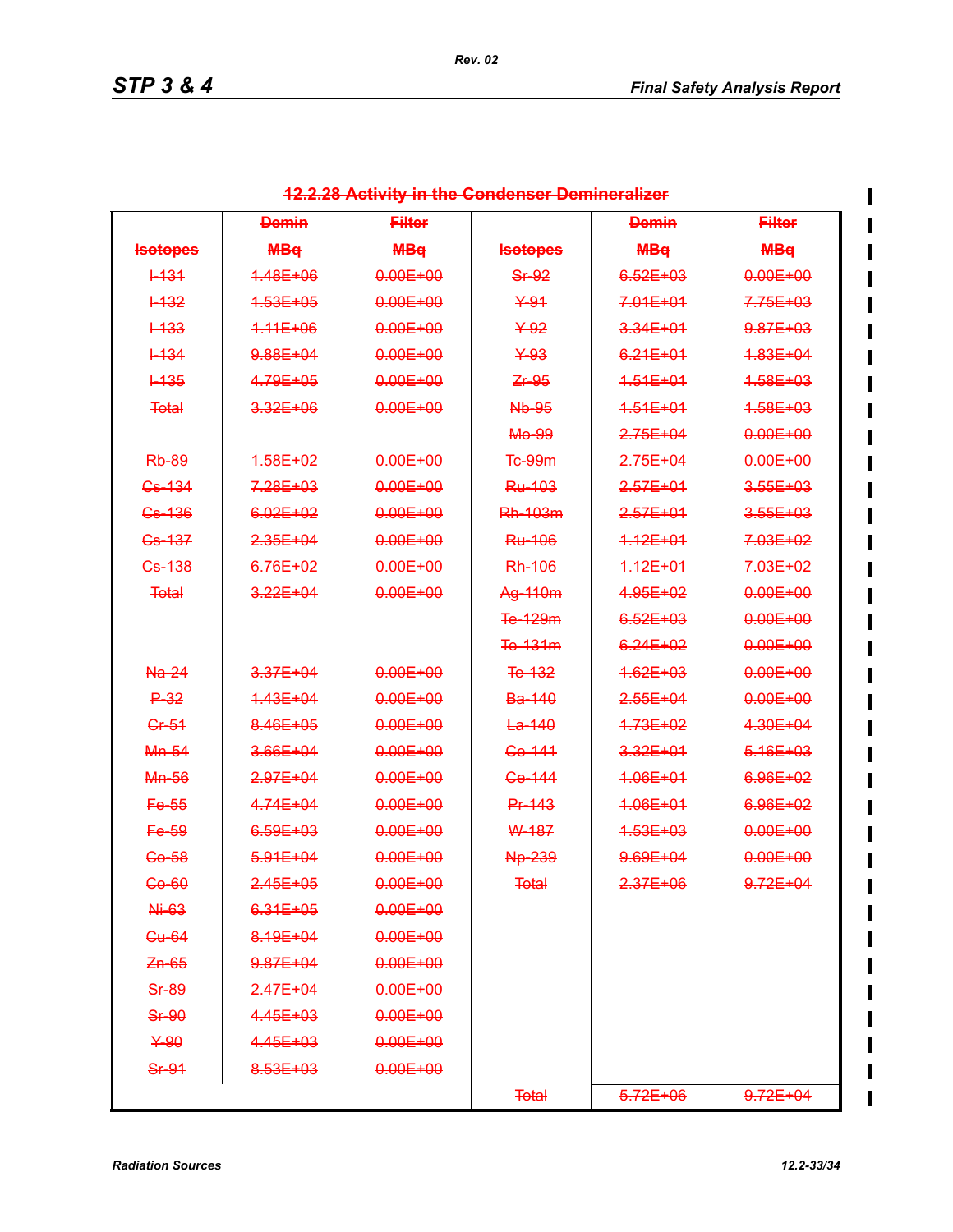### ~~12.2.28 Activity in the Condenser Demineralizer~~

| ~~Isotopes~~ | ~~Demin MBq~~ | ~~Filter MBq~~ | ~~Isotopes~~ | ~~Demin MBq~~ | ~~Filter MBq~~ |
|---|---|---|---|---|---|
| ~~I-131~~ | ~~1.48E+06~~ | ~~0.00E+00~~ | ~~Sr-92~~ | ~~6.52E+03~~ | ~~0.00E+00~~ |
| ~~I-132~~ | ~~1.53E+05~~ | ~~0.00E+00~~ | ~~Y-91~~ | ~~7.01E+01~~ | ~~7.75E+03~~ |
| ~~I-133~~ | ~~1.11E+06~~ | ~~0.00E+00~~ | ~~Y-92~~ | ~~3.34E+01~~ | ~~9.87E+03~~ |
| ~~I-134~~ | ~~9.88E+04~~ | ~~0.00E+00~~ | ~~Y-93~~ | ~~6.21E+01~~ | ~~1.83E+04~~ |
| ~~I-135~~ | ~~4.79E+05~~ | ~~0.00E+00~~ | ~~Zr-95~~ | ~~1.51E+01~~ | ~~1.58E+03~~ |
| ~~Total~~ | ~~3.32E+06~~ | ~~0.00E+00~~ | ~~Nb-95~~ | ~~1.51E+01~~ | ~~1.58E+03~~ |
| | | | ~~Mo-99~~ | ~~2.75E+04~~ | ~~0.00E+00~~ |
| ~~Rb-89~~ | ~~1.58E+02~~ | ~~0.00E+00~~ | ~~Tc-99m~~ | ~~2.75E+04~~ | ~~0.00E+00~~ |
| ~~Cs-134~~ | ~~7.28E+03~~ | ~~0.00E+00~~ | ~~Ru-103~~ | ~~2.57E+01~~ | ~~3.55E+03~~ |
| ~~Cs-136~~ | ~~6.02E+02~~ | ~~0.00E+00~~ | ~~Rh-103m~~ | ~~2.57E+01~~ | ~~3.55E+03~~ |
| ~~Cs-137~~ | ~~2.35E+04~~ | ~~0.00E+00~~ | ~~Ru-106~~ | ~~1.12E+01~~ | ~~7.03E+02~~ |
| ~~Cs-138~~ | ~~6.76E+02~~ | ~~0.00E+00~~ | ~~Rh-106~~ | ~~1.12E+01~~ | ~~7.03E+02~~ |
| ~~Total~~ | ~~3.22E+04~~ | ~~0.00E+00~~ | ~~Ag-110m~~ | ~~4.95E+02~~ | ~~0.00E+00~~ |
| | | | ~~Te-129m~~ | ~~6.52E+03~~ | ~~0.00E+00~~ |
| | | | ~~Te-131m~~ | ~~6.24E+02~~ | ~~0.00E+00~~ |
| ~~Na-24~~ | ~~3.37E+04~~ | ~~0.00E+00~~ | ~~Te-132~~ | ~~1.62E+03~~ | ~~0.00E+00~~ |
| ~~P-32~~ | ~~1.43E+04~~ | ~~0.00E+00~~ | ~~Ba-140~~ | ~~2.55E+04~~ | ~~0.00E+00~~ |
| ~~Cr-51~~ | ~~8.46E+05~~ | ~~0.00E+00~~ | ~~La-140~~ | ~~1.73E+02~~ | ~~4.30E+04~~ |
| ~~Mn-54~~ | ~~3.66E+04~~ | ~~0.00E+00~~ | ~~Ce-141~~ | ~~3.32E+01~~ | ~~5.16E+03~~ |
| ~~Mn-56~~ | ~~2.97E+04~~ | ~~0.00E+00~~ | ~~Ce-144~~ | ~~1.06E+01~~ | ~~6.96E+02~~ |
| ~~Fe-55~~ | ~~4.74E+04~~ | ~~0.00E+00~~ | ~~Pr-143~~ | ~~1.06E+01~~ | ~~6.96E+02~~ |
| ~~Fe-59~~ | ~~6.59E+03~~ | ~~0.00E+00~~ | ~~W-187~~ | ~~1.53E+03~~ | ~~0.00E+00~~ |
| ~~Co-58~~ | ~~5.91E+04~~ | ~~0.00E+00~~ | ~~Np-239~~ | ~~9.69E+04~~ | ~~0.00E+00~~ |
| ~~Co-60~~ | ~~2.45E+05~~ | ~~0.00E+00~~ | ~~Total~~ | ~~2.37E+06~~ | ~~9.72E+04~~ |
| ~~Ni-63~~ | ~~6.31E+05~~ | ~~0.00E+00~~ | | | |
| ~~Cu-64~~ | ~~8.19E+04~~ | ~~0.00E+00~~ | | | |
| ~~Zn-65~~ | ~~9.87E+04~~ | ~~0.00E+00~~ | | | |
| ~~Sr-89~~ | ~~2.47E+04~~ | ~~0.00E+00~~ | | | |
| ~~Sr-90~~ | ~~4.45E+03~~ | ~~0.00E+00~~ | | | |
| ~~Y-90~~ | ~~4.45E+03~~ | ~~0.00E+00~~ | | | |
| ~~Sr-91~~ | ~~8.53E+03~~ | ~~0.00E+00~~ | | | |
| | | | ~~Total~~ | ~~5.72E+06~~ | ~~9.72E+04~~ |